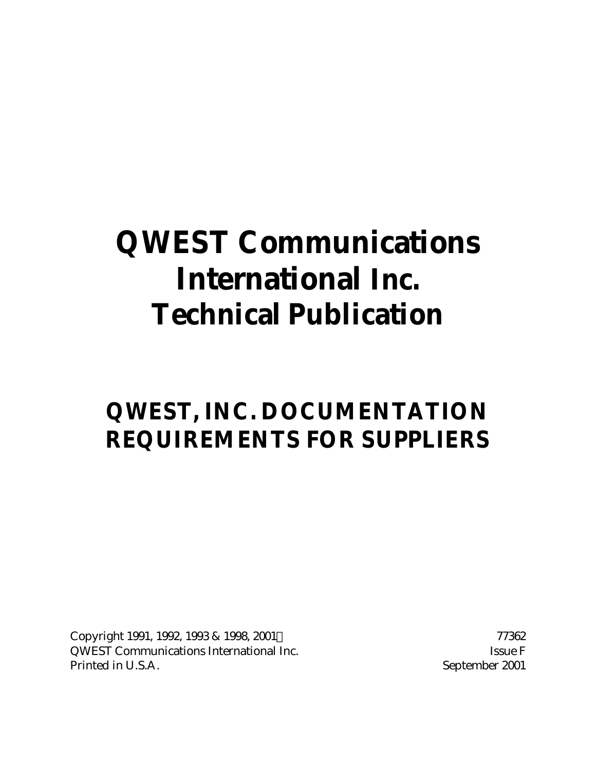# QWEST Communications International Inc. Technical Publication

## QWEST, INC. DOCUMENTATION REQUIREMENTS FOR SUPPLIERS

Copyright 1991, 1992, 1993 & 1998, 2001©
QWEST Communications International Inc.
Printed in U.S.A.

77362
Issue F
September 2001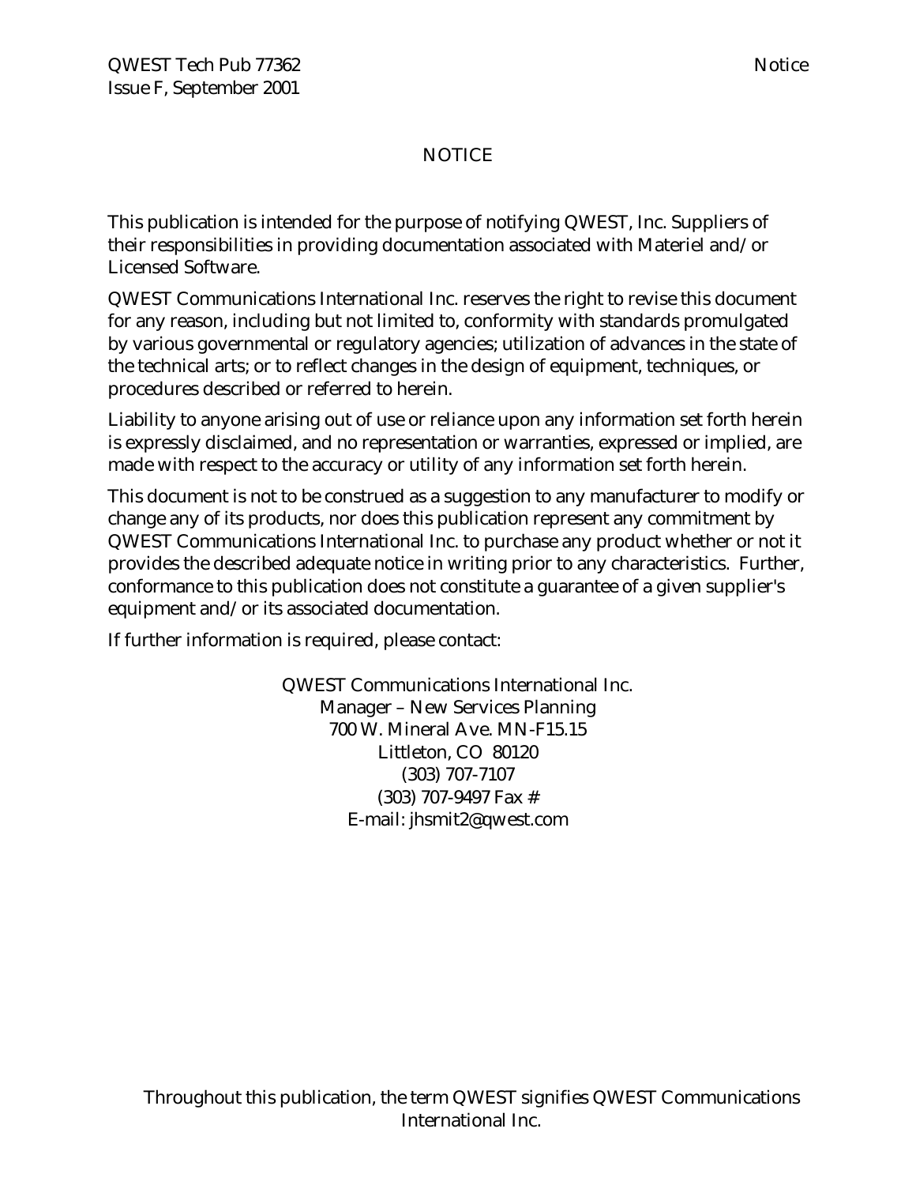# NOTICE

This publication is intended for the purpose of notifying QWEST, Inc. Suppliers of their responsibilities in providing documentation associated with Materiel and/or Licensed Software.

QWEST Communications International Inc. reserves the right to revise this document for any reason, including but not limited to, conformity with standards promulgated by various governmental or regulatory agencies; utilization of advances in the state of the technical arts; or to reflect changes in the design of equipment, techniques, or procedures described or referred to herein.

Liability to anyone arising out of use or reliance upon any information set forth herein is expressly disclaimed, and no representation or warranties, expressed or implied, are made with respect to the accuracy or utility of any information set forth herein.

This document is not to be construed as a suggestion to any manufacturer to modify or change any of its products, nor does this publication represent any commitment by QWEST Communications International Inc. to purchase any product whether or not it provides the described adequate notice in writing prior to any characteristics. Further, conformance to this publication does not constitute a guarantee of a given supplier's equipment and/or its associated documentation.

If further information is required, please contact:

QWEST Communications International Inc.
Manager – New Services Planning
700 W. Mineral Ave. MN-F15.15
Littleton, CO 80120
(303) 707-7107
(303) 707-9497 Fax #
E-mail: jhsmit2@qwest.com

Throughout this publication, the term QWEST signifies QWEST Communications International Inc.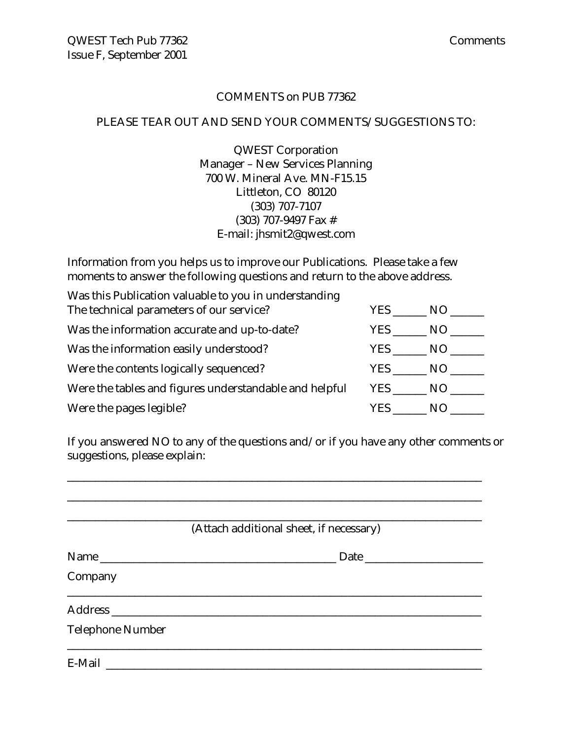COMMENTS on PUB 77362

PLEASE TEAR OUT AND SEND YOUR COMMENTS/SUGGESTIONS TO:

QWEST Corporation
Manager – New Services Planning
700 W. Mineral Ave. MN-F15.15
Littleton, CO 80120
(303) 707-7107
(303) 707-9497 Fax #
E-mail: jhsmit2@qwest.com

Information from you helps us to improve our Publications. Please take a few moments to answer the following questions and return to the above address.

| | |
|---|---|
| Was this Publication valuable to you in understanding The technical parameters of our service? | YES ______ NO ______ |
| Was the information accurate and up-to-date? | YES ______ NO ______ |
| Was the information easily understood? | YES ______ NO ______ |
| Were the contents logically sequenced? | YES ______ NO ______ |
| Were the tables and figures understandable and helpful | YES ______ NO ______ |
| Were the pages legible? | YES ______ NO ______ |

If you answered NO to any of the questions and/or if you have any other comments or suggestions, please explain:

________________________________________________________________________

________________________________________________________________________

________________________________________________________________________

(Attach additional sheet, if necessary)

Name ________________________________________ Date ____________________

Company

________________________________________________________________________

Address ________________________________________________________________

Telephone Number

________________________________________________________________________

E-Mail _________________________________________________________________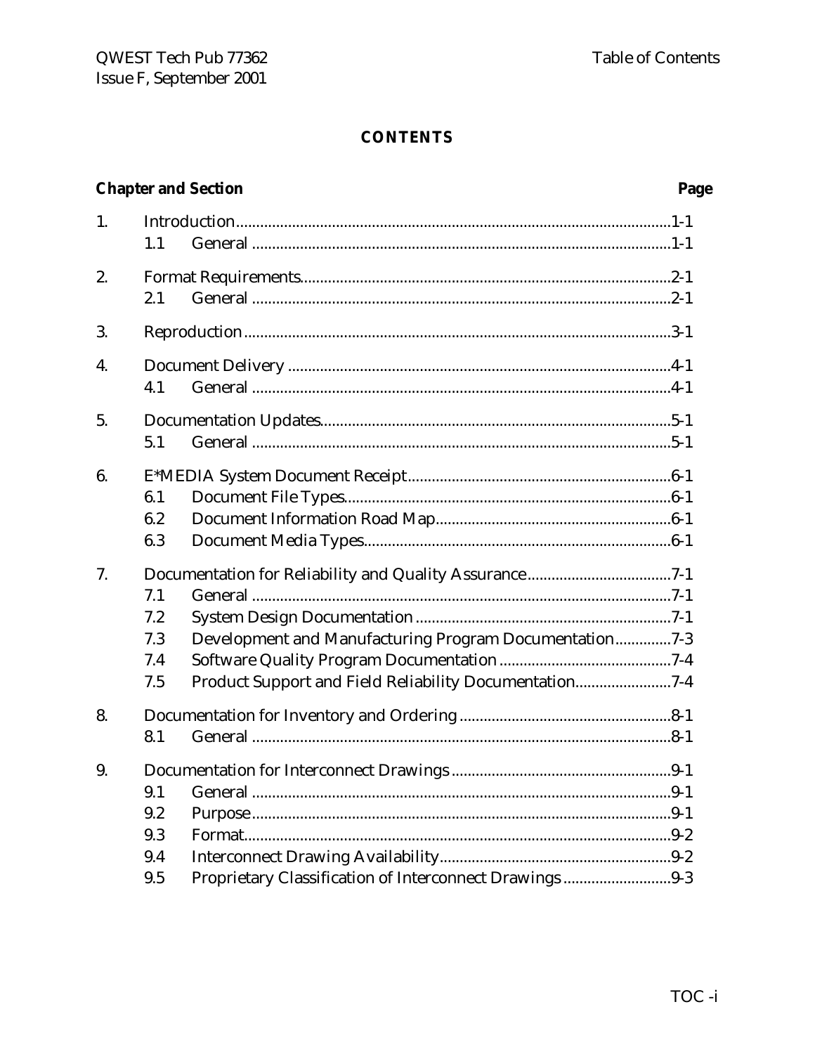# CONTENTS

| Chapter and Section | | | Page |
|---|---|---|---|
| 1. | Introduction | | 1-1 |
| | 1.1 | General | 1-1 |
| 2. | Format Requirements | | 2-1 |
| | 2.1 | General | 2-1 |
| 3. | Reproduction | | 3-1 |
| 4. | Document Delivery | | 4-1 |
| | 4.1 | General | 4-1 |
| 5. | Documentation Updates | | 5-1 |
| | 5.1 | General | 5-1 |
| 6. | E*MEDIA System Document Receipt | | 6-1 |
| | 6.1 | Document File Types | 6-1 |
| | 6.2 | Document Information Road Map | 6-1 |
| | 6.3 | Document Media Types | 6-1 |
| 7. | Documentation for Reliability and Quality Assurance | | 7-1 |
| | 7.1 | General | 7-1 |
| | 7.2 | System Design Documentation | 7-1 |
| | 7.3 | Development and Manufacturing Program Documentation | 7-3 |
| | 7.4 | Software Quality Program Documentation | 7-4 |
| | 7.5 | Product Support and Field Reliability Documentation | 7-4 |
| 8. | Documentation for Inventory and Ordering | | 8-1 |
| | 8.1 | General | 8-1 |
| 9. | Documentation for Interconnect Drawings | | 9-1 |
| | 9.1 | General | 9-1 |
| | 9.2 | Purpose | 9-1 |
| | 9.3 | Format | 9-2 |
| | 9.4 | Interconnect Drawing Availability | 9-2 |
| | 9.5 | Proprietary Classification of Interconnect Drawings | 9-3 |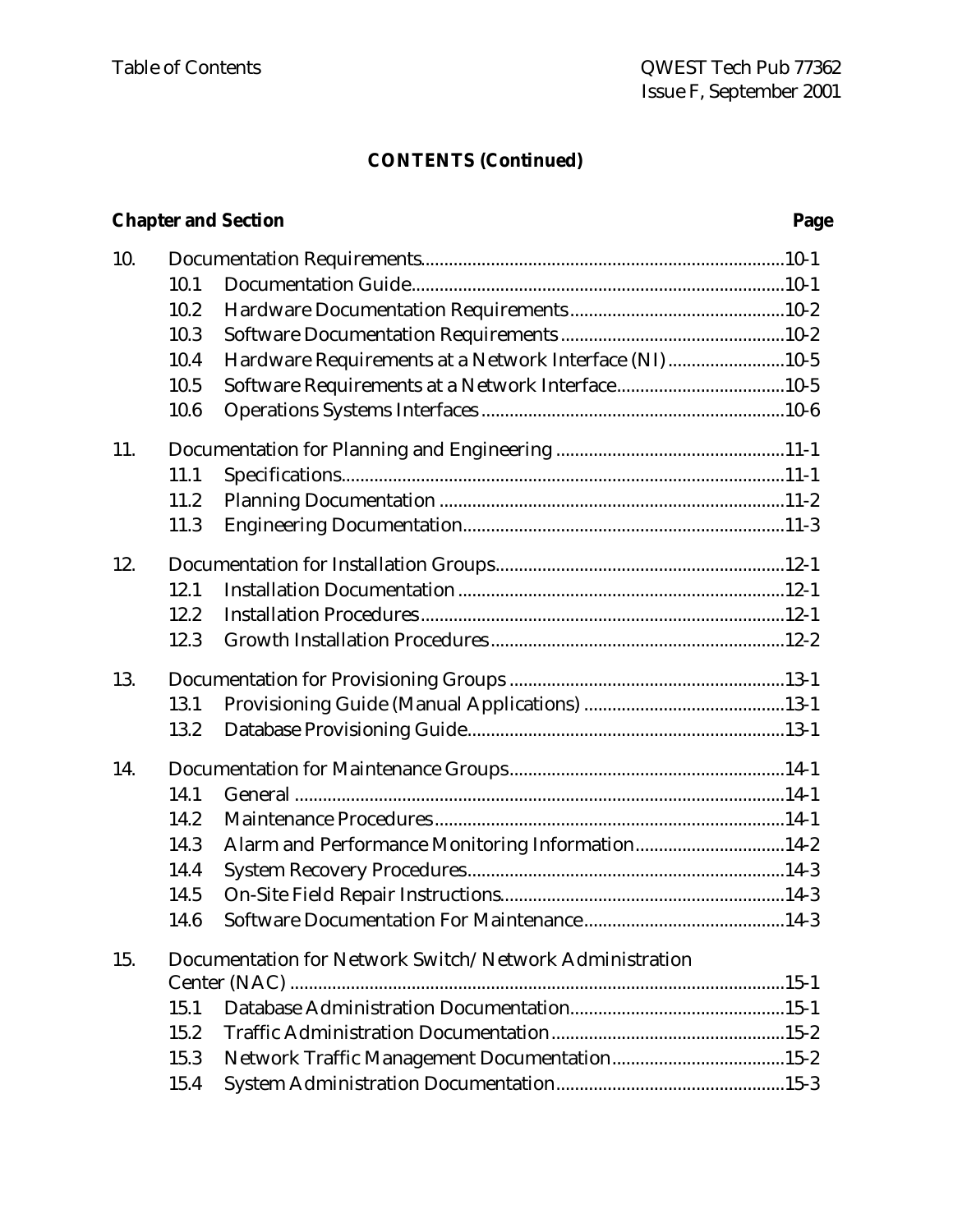## CONTENTS (Continued)

| Chapter and Section | | | Page |
|---|---|---|---|
| 10. | | Documentation Requirements | 10-1 |
| | 10.1 | Documentation Guide | 10-1 |
| | 10.2 | Hardware Documentation Requirements | 10-2 |
| | 10.3 | Software Documentation Requirements | 10-2 |
| | 10.4 | Hardware Requirements at a Network Interface (NI) | 10-5 |
| | 10.5 | Software Requirements at a Network Interface | 10-5 |
| | 10.6 | Operations Systems Interfaces | 10-6 |
| 11. | | Documentation for Planning and Engineering | 11-1 |
| | 11.1 | Specifications | 11-1 |
| | 11.2 | Planning Documentation | 11-2 |
| | 11.3 | Engineering Documentation | 11-3 |
| 12. | | Documentation for Installation Groups | 12-1 |
| | 12.1 | Installation Documentation | 12-1 |
| | 12.2 | Installation Procedures | 12-1 |
| | 12.3 | Growth Installation Procedures | 12-2 |
| 13. | | Documentation for Provisioning Groups | 13-1 |
| | 13.1 | Provisioning Guide (Manual Applications) | 13-1 |
| | 13.2 | Database Provisioning Guide | 13-1 |
| 14. | | Documentation for Maintenance Groups | 14-1 |
| | 14.1 | General | 14-1 |
| | 14.2 | Maintenance Procedures | 14-1 |
| | 14.3 | Alarm and Performance Monitoring Information | 14-2 |
| | 14.4 | System Recovery Procedures | 14-3 |
| | 14.5 | On-Site Field Repair Instructions | 14-3 |
| | 14.6 | Software Documentation For Maintenance | 14-3 |
| 15. | | Documentation for Network Switch/Network Administration Center (NAC) | 15-1 |
| | 15.1 | Database Administration Documentation | 15-1 |
| | 15.2 | Traffic Administration Documentation | 15-2 |
| | 15.3 | Network Traffic Management Documentation | 15-2 |
| | 15.4 | System Administration Documentation | 15-3 |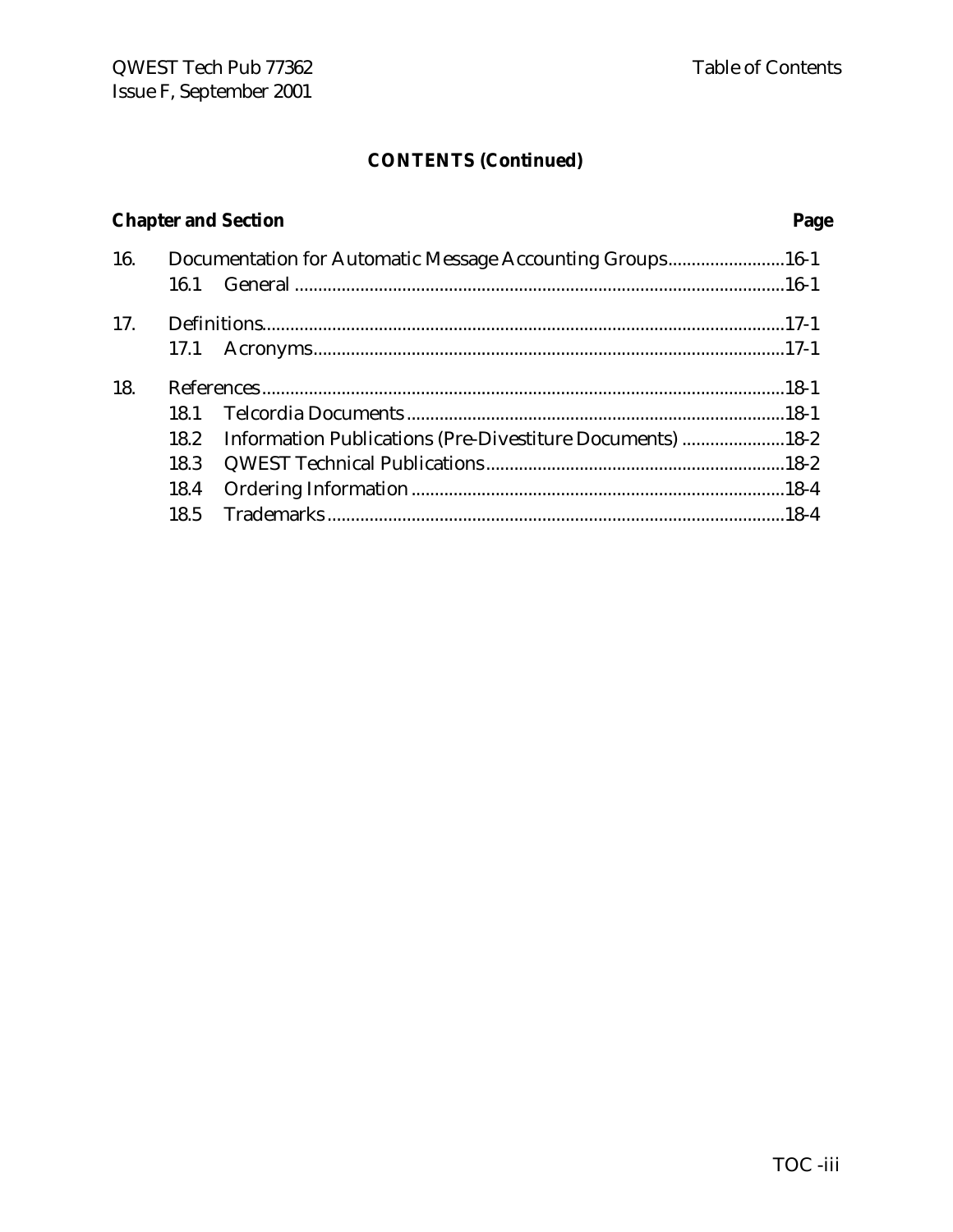## CONTENTS (Continued)

| Chapter and Section | | Page |
|---|---|---|
| 16. | Documentation for Automatic Message Accounting Groups | 16-1 |
| | 16.1 General | 16-1 |
| 17. | Definitions | 17-1 |
| | 17.1 Acronyms | 17-1 |
| 18. | References | 18-1 |
| | 18.1 Telcordia Documents | 18-1 |
| | 18.2 Information Publications (Pre-Divestiture Documents) | 18-2 |
| | 18.3 QWEST Technical Publications | 18-2 |
| | 18.4 Ordering Information | 18-4 |
| | 18.5 Trademarks | 18-4 |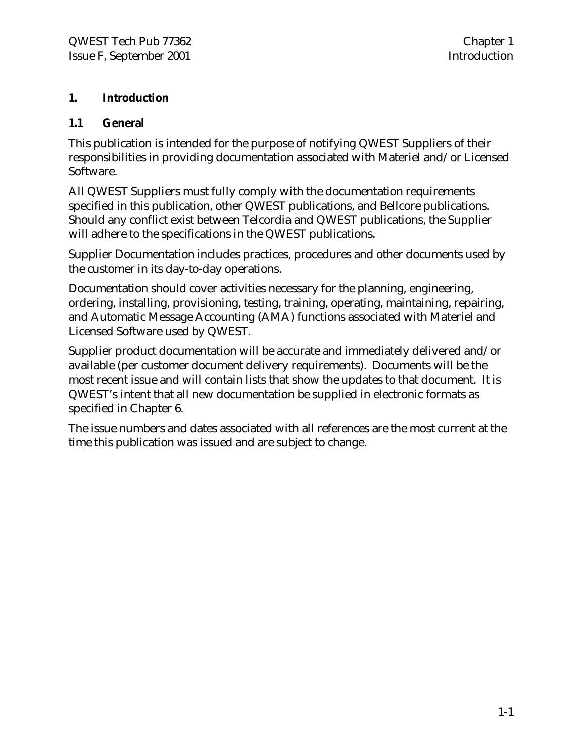# 1. Introduction

## 1.1 General

This publication is intended for the purpose of notifying QWEST Suppliers of their responsibilities in providing documentation associated with Materiel and/or Licensed Software.

All QWEST Suppliers must fully comply with the documentation requirements specified in this publication, other QWEST publications, and Bellcore publications. Should any conflict exist between Telcordia and QWEST publications, the Supplier will adhere to the specifications in the QWEST publications.

Supplier Documentation includes practices, procedures and other documents used by the customer in its day-to-day operations.

Documentation should cover activities necessary for the planning, engineering, ordering, installing, provisioning, testing, training, operating, maintaining, repairing, and Automatic Message Accounting (AMA) functions associated with Materiel and Licensed Software used by QWEST.

Supplier product documentation will be accurate and immediately delivered and/or available (per customer document delivery requirements). Documents will be the most recent issue and will contain lists that show the updates to that document. It is QWEST's intent that all new documentation be supplied in electronic formats as specified in Chapter 6.

The issue numbers and dates associated with all references are the most current at the time this publication was issued and are subject to change.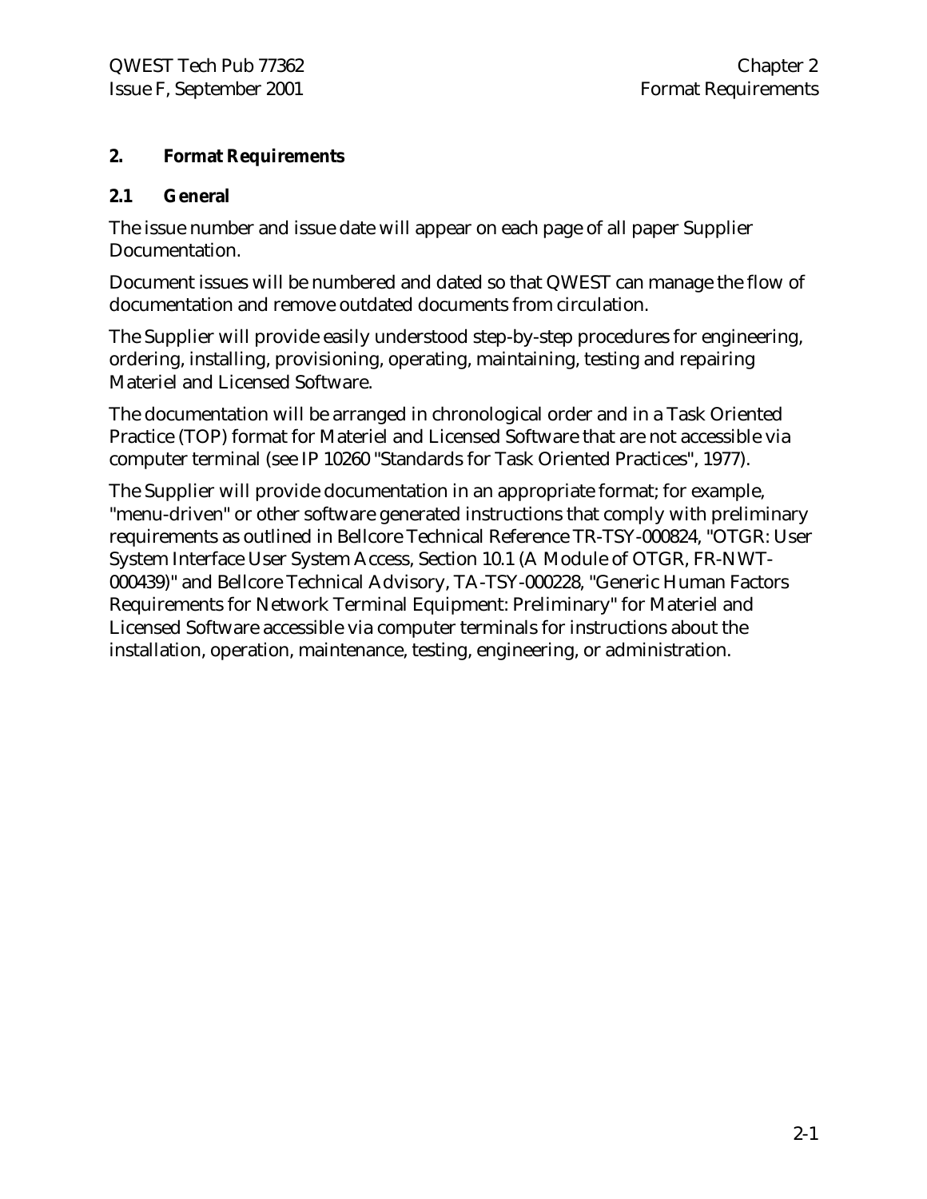# 2. Format Requirements

## 2.1 General

The issue number and issue date will appear on each page of all paper Supplier Documentation.

Document issues will be numbered and dated so that QWEST can manage the flow of documentation and remove outdated documents from circulation.

The Supplier will provide easily understood step-by-step procedures for engineering, ordering, installing, provisioning, operating, maintaining, testing and repairing Materiel and Licensed Software.

The documentation will be arranged in chronological order and in a Task Oriented Practice (TOP) format for Materiel and Licensed Software that are not accessible via computer terminal (see IP 10260 "Standards for Task Oriented Practices", 1977).

The Supplier will provide documentation in an appropriate format; for example, "menu-driven" or other software generated instructions that comply with preliminary requirements as outlined in Bellcore Technical Reference TR-TSY-000824, "OTGR: User System Interface User System Access, Section 10.1 (A Module of OTGR, FR-NWT-000439)" and Bellcore Technical Advisory, TA-TSY-000228, "Generic Human Factors Requirements for Network Terminal Equipment: Preliminary" for Materiel and Licensed Software accessible via computer terminals for instructions about the installation, operation, maintenance, testing, engineering, or administration.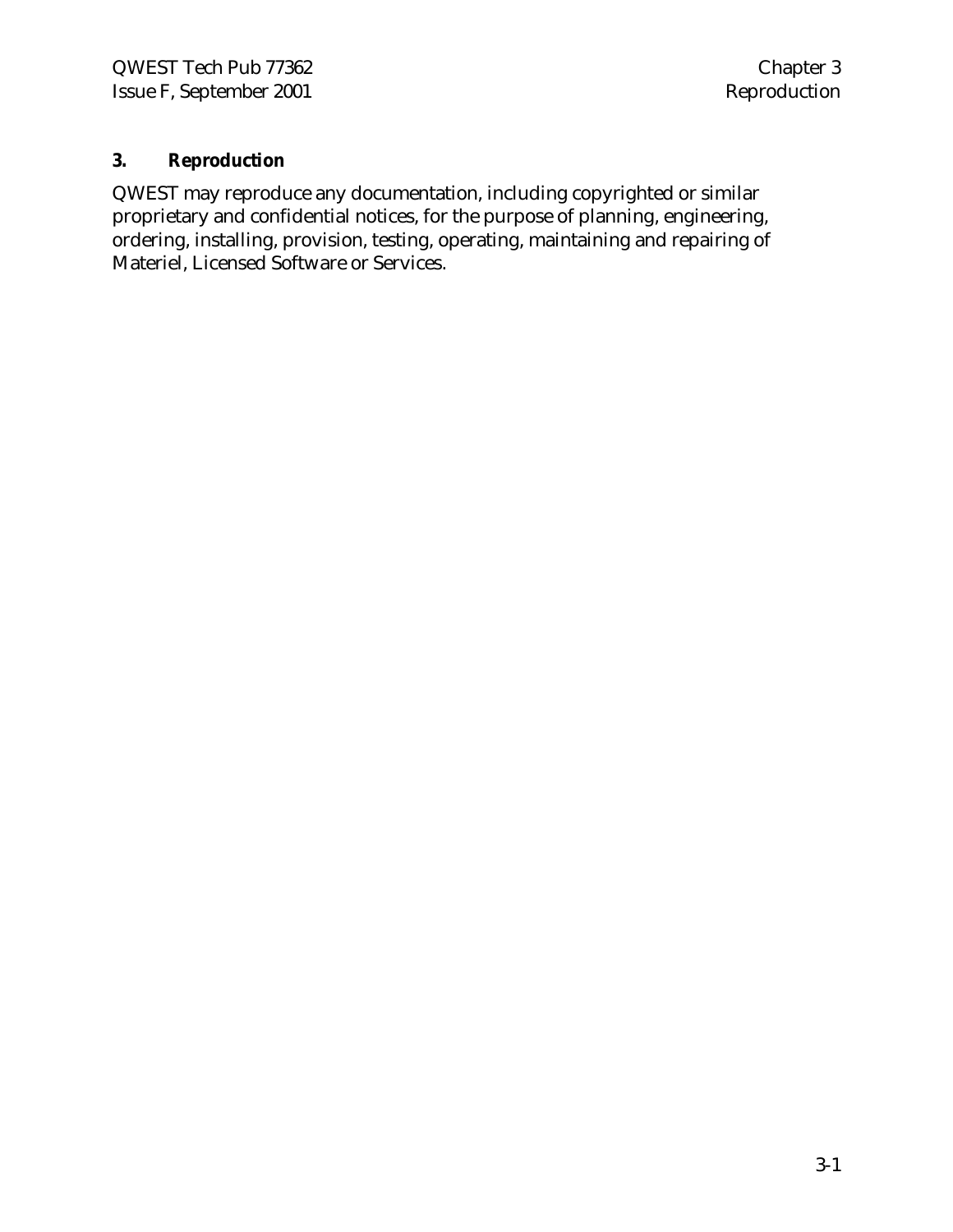# 3. Reproduction

QWEST may reproduce any documentation, including copyrighted or similar proprietary and confidential notices, for the purpose of planning, engineering, ordering, installing, provision, testing, operating, maintaining and repairing of Materiel, Licensed Software or Services.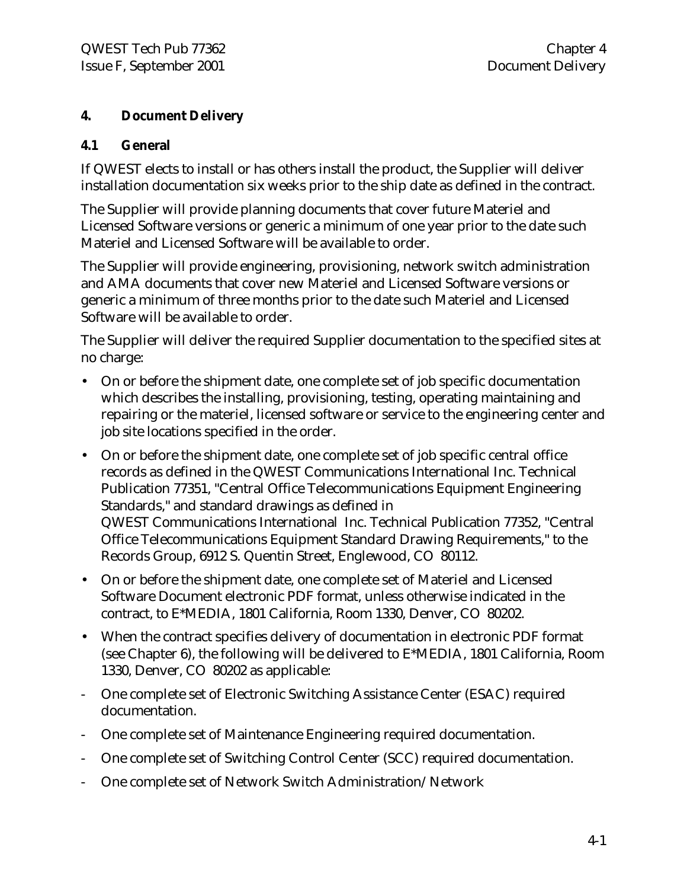# 4. Document Delivery

## 4.1 General

If QWEST elects to install or has others install the product, the Supplier will deliver installation documentation six weeks prior to the ship date as defined in the contract.

The Supplier will provide planning documents that cover future Materiel and Licensed Software versions or generic a minimum of one year prior to the date such Materiel and Licensed Software will be available to order.

The Supplier will provide engineering, provisioning, network switch administration and AMA documents that cover new Materiel and Licensed Software versions or generic a minimum of three months prior to the date such Materiel and Licensed Software will be available to order.

The Supplier will deliver the required Supplier documentation to the specified sites at no charge:

- On or before the shipment date, one complete set of job specific documentation which describes the installing, provisioning, testing, operating maintaining and repairing or the materiel, licensed software or service to the engineering center and job site locations specified in the order.
- On or before the shipment date, one complete set of job specific central office records as defined in the QWEST Communications International Inc. Technical Publication 77351, "Central Office Telecommunications Equipment Engineering Standards," and standard drawings as defined in QWEST Communications International Inc. Technical Publication 77352, "Central Office Telecommunications Equipment Standard Drawing Requirements," to the Records Group, 6912 S. Quentin Street, Englewood, CO 80112.
- On or before the shipment date, one complete set of Materiel and Licensed Software Document electronic PDF format, unless otherwise indicated in the contract, to E*MEDIA, 1801 California, Room 1330, Denver, CO 80202.
- When the contract specifies delivery of documentation in electronic PDF format (see Chapter 6), the following will be delivered to E*MEDIA, 1801 California, Room 1330, Denver, CO 80202 as applicable:

- One complete set of Electronic Switching Assistance Center (ESAC) required documentation.
- One complete set of Maintenance Engineering required documentation.
- One complete set of Switching Control Center (SCC) required documentation.
- One complete set of Network Switch Administration/Network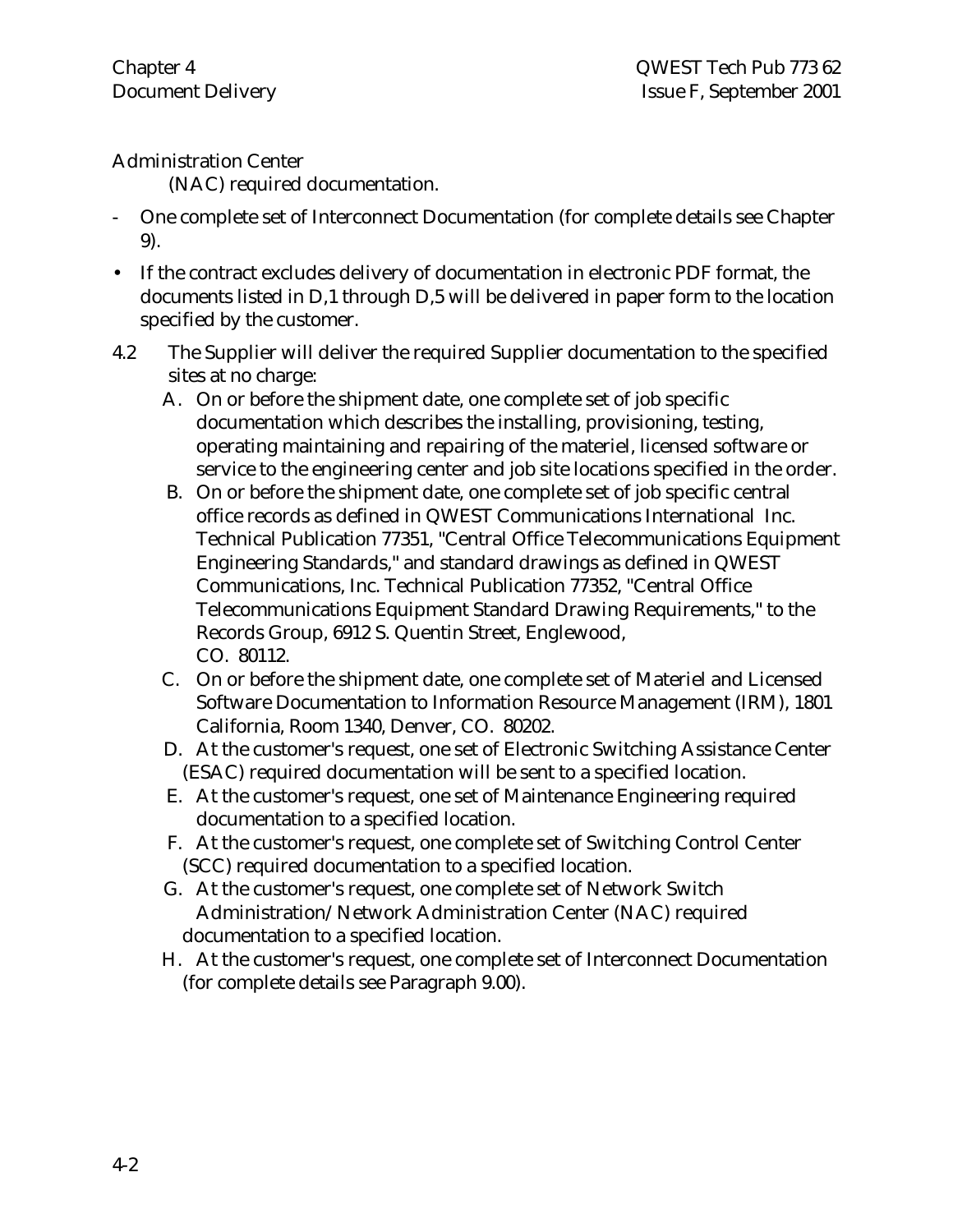Administration Center (NAC) required documentation.

- One complete set of Interconnect Documentation (for complete details see Chapter 9).

- If the contract excludes delivery of documentation in electronic PDF format, the documents listed in D,1 through D,5 will be delivered in paper form to the location specified by the customer.

4.2 The Supplier will deliver the required Supplier documentation to the specified sites at no charge:

A. On or before the shipment date, one complete set of job specific documentation which describes the installing, provisioning, testing, operating maintaining and repairing of the materiel, licensed software or service to the engineering center and job site locations specified in the order.

B. On or before the shipment date, one complete set of job specific central office records as defined in QWEST Communications International Inc. Technical Publication 77351, "Central Office Telecommunications Equipment Engineering Standards," and standard drawings as defined in QWEST Communications, Inc. Technical Publication 77352, "Central Office Telecommunications Equipment Standard Drawing Requirements," to the Records Group, 6912 S. Quentin Street, Englewood, CO. 80112.

C. On or before the shipment date, one complete set of Materiel and Licensed Software Documentation to Information Resource Management (IRM), 1801 California, Room 1340, Denver, CO. 80202.

D. At the customer's request, one set of Electronic Switching Assistance Center (ESAC) required documentation will be sent to a specified location.

E. At the customer's request, one set of Maintenance Engineering required documentation to a specified location.

F. At the customer's request, one complete set of Switching Control Center (SCC) required documentation to a specified location.

G. At the customer's request, one complete set of Network Switch Administration/Network Administration Center (NAC) required documentation to a specified location.

H. At the customer's request, one complete set of Interconnect Documentation (for complete details see Paragraph 9.00).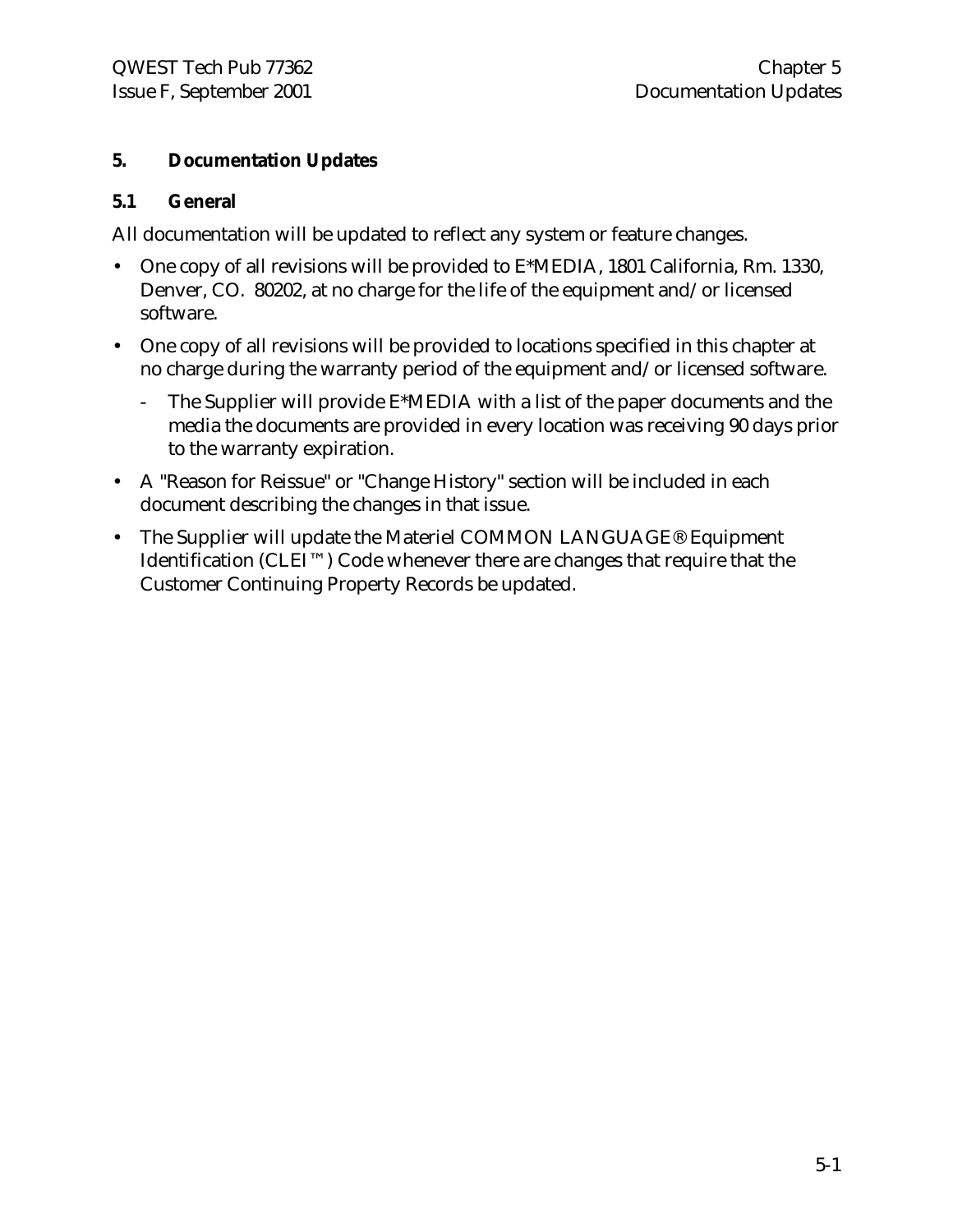# 5. Documentation Updates

## 5.1 General

All documentation will be updated to reflect any system or feature changes.

- One copy of all revisions will be provided to E*MEDIA, 1801 California, Rm. 1330, Denver, CO. 80202, at no charge for the life of the equipment and/or licensed software.
- One copy of all revisions will be provided to locations specified in this chapter at no charge during the warranty period of the equipment and/or licensed software.
  - The Supplier will provide E*MEDIA with a list of the paper documents and the media the documents are provided in every location was receiving 90 days prior to the warranty expiration.
- A "Reason for Reissue" or "Change History" section will be included in each document describing the changes in that issue.
- The Supplier will update the Materiel COMMON LANGUAGE® Equipment Identification (CLEI™) Code whenever there are changes that require that the Customer Continuing Property Records be updated.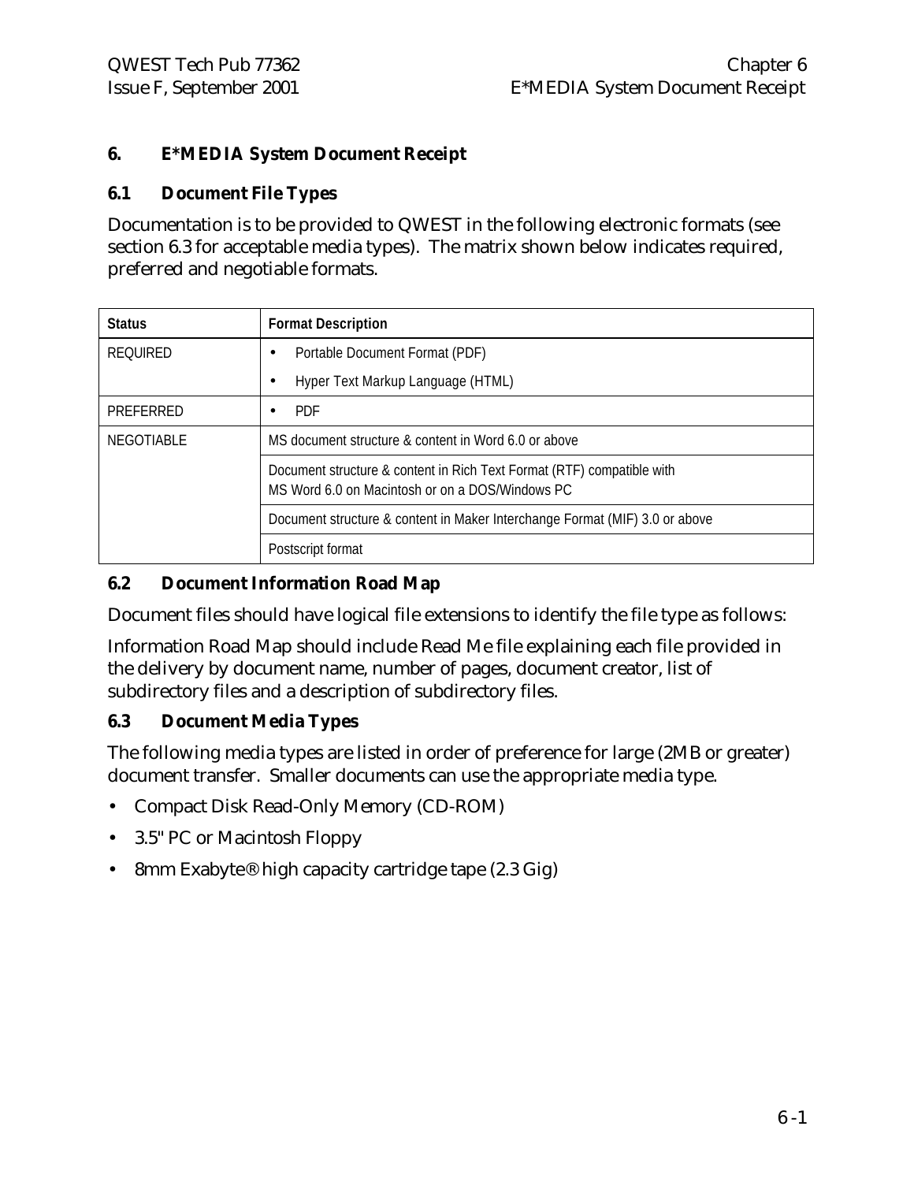# 6. E*MEDIA System Document Receipt

## 6.1 Document File Types

Documentation is to be provided to QWEST in the following electronic formats (see section 6.3 for acceptable media types). The matrix shown below indicates required, preferred and negotiable formats.

| Status | Format Description |
| --- | --- |
| REQUIRED | • Portable Document Format (PDF)<br>• Hyper Text Markup Language (HTML) |
| PREFERRED | • PDF |
| NEGOTIABLE | MS document structure & content in Word 6.0 or above |
| | Document structure & content in Rich Text Format (RTF) compatible with MS Word 6.0 on Macintosh or on a DOS/Windows PC |
| | Document structure & content in Maker Interchange Format (MIF) 3.0 or above |
| | Postscript format |

## 6.2 Document Information Road Map

Document files should have logical file extensions to identify the file type as follows:

Information Road Map should include Read Me file explaining each file provided in the delivery by document name, number of pages, document creator, list of subdirectory files and a description of subdirectory files.

## 6.3 Document Media Types

The following media types are listed in order of preference for large (2MB or greater) document transfer. Smaller documents can use the appropriate media type.

- Compact Disk Read-Only Memory (CD-ROM)
- 3.5" PC or Macintosh Floppy
- 8mm Exabyte® high capacity cartridge tape (2.3 Gig)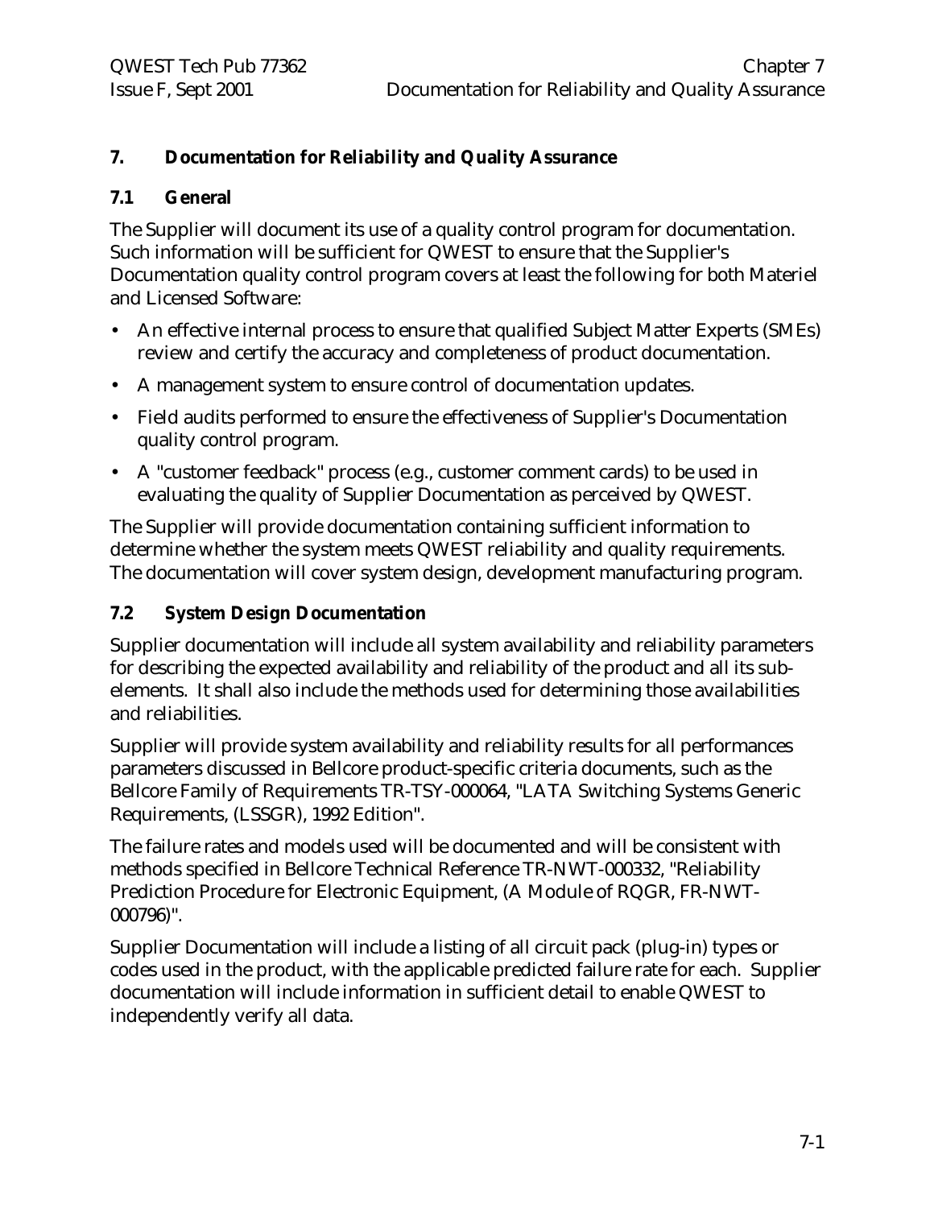# 7. Documentation for Reliability and Quality Assurance

## 7.1 General

The Supplier will document its use of a quality control program for documentation. Such information will be sufficient for QWEST to ensure that the Supplier's Documentation quality control program covers at least the following for both Materiel and Licensed Software:

- An effective internal process to ensure that qualified Subject Matter Experts (SMEs) review and certify the accuracy and completeness of product documentation.
- A management system to ensure control of documentation updates.
- Field audits performed to ensure the effectiveness of Supplier's Documentation quality control program.
- A "customer feedback" process (e.g., customer comment cards) to be used in evaluating the quality of Supplier Documentation as perceived by QWEST.

The Supplier will provide documentation containing sufficient information to determine whether the system meets QWEST reliability and quality requirements. The documentation will cover system design, development manufacturing program.

## 7.2 System Design Documentation

Supplier documentation will include all system availability and reliability parameters for describing the expected availability and reliability of the product and all its sub-elements. It shall also include the methods used for determining those availabilities and reliabilities.

Supplier will provide system availability and reliability results for all performances parameters discussed in Bellcore product-specific criteria documents, such as the Bellcore Family of Requirements TR-TSY-000064, "LATA Switching Systems Generic Requirements, (LSSGR), 1992 Edition".

The failure rates and models used will be documented and will be consistent with methods specified in Bellcore Technical Reference TR-NWT-000332, "Reliability Prediction Procedure for Electronic Equipment, (A Module of RQGR, FR-NWT-000796)".

Supplier Documentation will include a listing of all circuit pack (plug-in) types or codes used in the product, with the applicable predicted failure rate for each. Supplier documentation will include information in sufficient detail to enable QWEST to independently verify all data.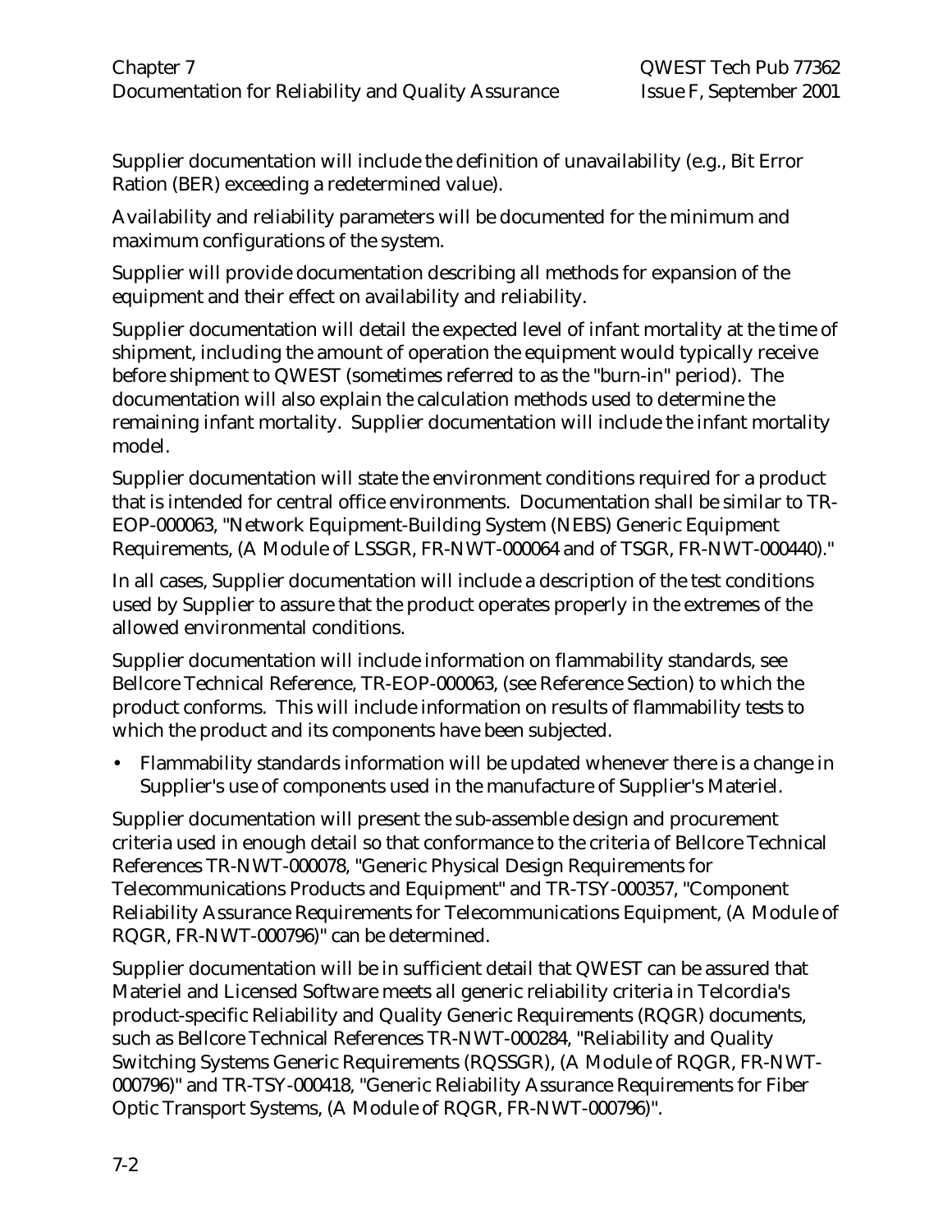Supplier documentation will include the definition of unavailability (e.g., Bit Error Ration (BER) exceeding a redetermined value).

Availability and reliability parameters will be documented for the minimum and maximum configurations of the system.

Supplier will provide documentation describing all methods for expansion of the equipment and their effect on availability and reliability.

Supplier documentation will detail the expected level of infant mortality at the time of shipment, including the amount of operation the equipment would typically receive before shipment to QWEST (sometimes referred to as the "burn-in" period). The documentation will also explain the calculation methods used to determine the remaining infant mortality. Supplier documentation will include the infant mortality model.

Supplier documentation will state the environment conditions required for a product that is intended for central office environments. Documentation shall be similar to TR-EOP-000063, "Network Equipment-Building System (NEBS) Generic Equipment Requirements, (A Module of LSSGR, FR-NWT-000064 and of TSGR, FR-NWT-000440)."

In all cases, Supplier documentation will include a description of the test conditions used by Supplier to assure that the product operates properly in the extremes of the allowed environmental conditions.

Supplier documentation will include information on flammability standards, see Bellcore Technical Reference, TR-EOP-000063, (see Reference Section) to which the product conforms. This will include information on results of flammability tests to which the product and its components have been subjected.

- Flammability standards information will be updated whenever there is a change in Supplier's use of components used in the manufacture of Supplier's Materiel.

Supplier documentation will present the sub-assemble design and procurement criteria used in enough detail so that conformance to the criteria of Bellcore Technical References TR-NWT-000078, "Generic Physical Design Requirements for Telecommunications Products and Equipment" and TR-TSY-000357, "Component Reliability Assurance Requirements for Telecommunications Equipment, (A Module of RQGR, FR-NWT-000796)" can be determined.

Supplier documentation will be in sufficient detail that QWEST can be assured that Materiel and Licensed Software meets all generic reliability criteria in Telcordia's product-specific Reliability and Quality Generic Requirements (RQGR) documents, such as Bellcore Technical References TR-NWT-000284, "Reliability and Quality Switching Systems Generic Requirements (RQSSGR), (A Module of RQGR, FR-NWT-000796)" and TR-TSY-000418, "Generic Reliability Assurance Requirements for Fiber Optic Transport Systems, (A Module of RQGR, FR-NWT-000796)".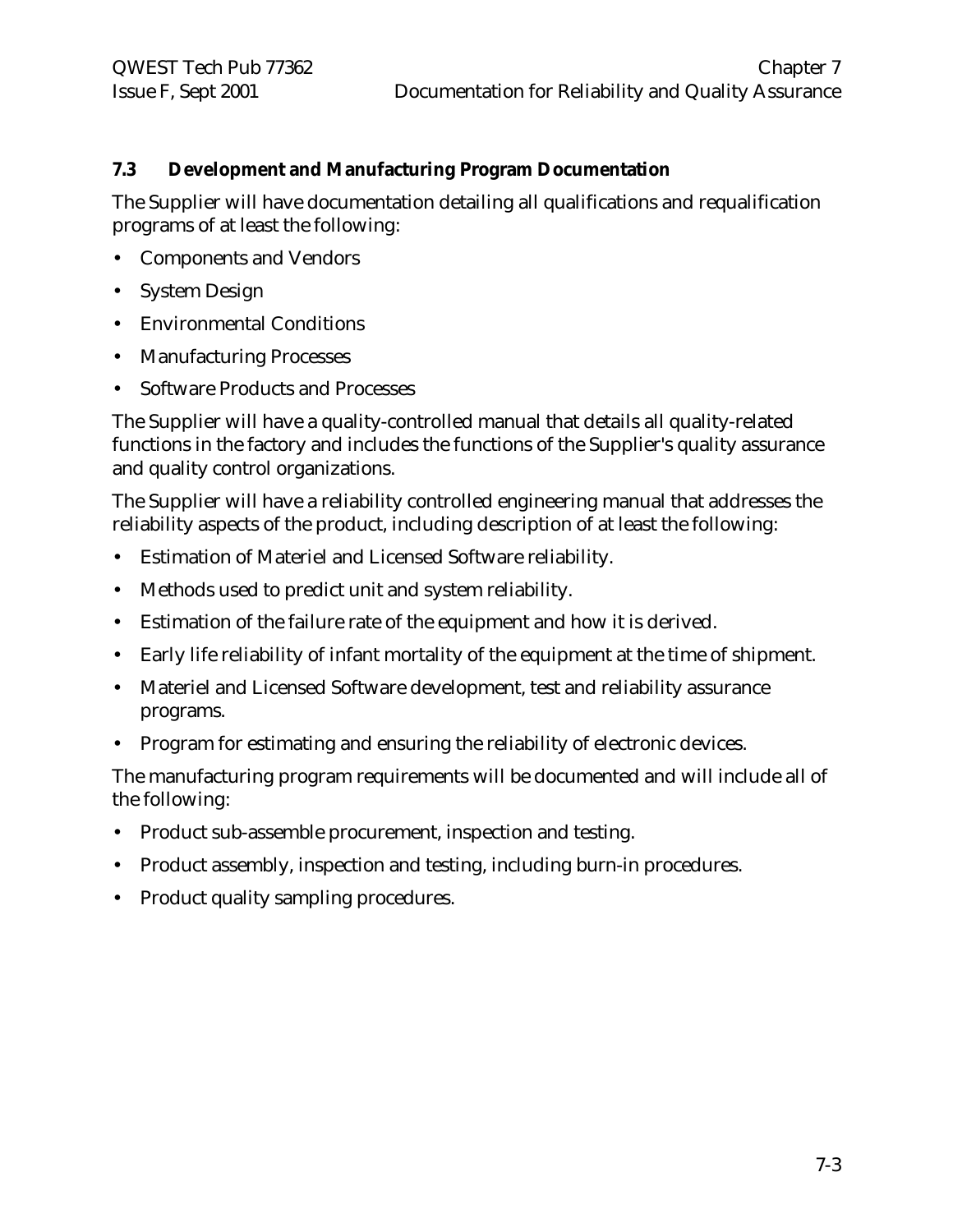### 7.3 Development and Manufacturing Program Documentation

The Supplier will have documentation detailing all qualifications and requalification programs of at least the following:

- Components and Vendors
- System Design
- Environmental Conditions
- Manufacturing Processes
- Software Products and Processes

The Supplier will have a quality-controlled manual that details all quality-related functions in the factory and includes the functions of the Supplier's quality assurance and quality control organizations.

The Supplier will have a reliability controlled engineering manual that addresses the reliability aspects of the product, including description of at least the following:

- Estimation of Materiel and Licensed Software reliability.
- Methods used to predict unit and system reliability.
- Estimation of the failure rate of the equipment and how it is derived.
- Early life reliability of infant mortality of the equipment at the time of shipment.
- Materiel and Licensed Software development, test and reliability assurance programs.
- Program for estimating and ensuring the reliability of electronic devices.

The manufacturing program requirements will be documented and will include all of the following:

- Product sub-assemble procurement, inspection and testing.
- Product assembly, inspection and testing, including burn-in procedures.
- Product quality sampling procedures.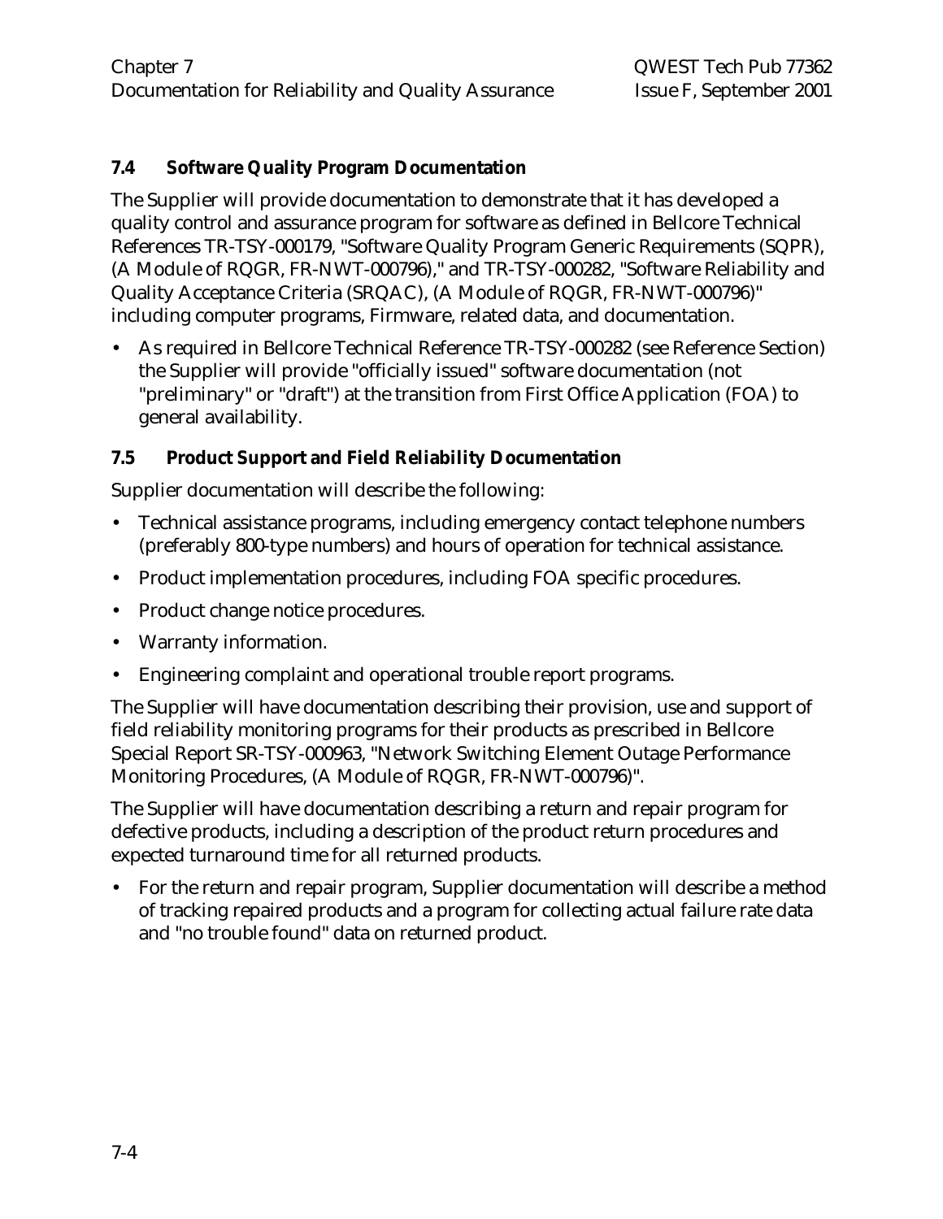### 7.4 Software Quality Program Documentation

The Supplier will provide documentation to demonstrate that it has developed a quality control and assurance program for software as defined in Bellcore Technical References TR-TSY-000179, "Software Quality Program Generic Requirements (SQPR), (A Module of RQGR, FR-NWT-000796)," and TR-TSY-000282, "Software Reliability and Quality Acceptance Criteria (SRQAC), (A Module of RQGR, FR-NWT-000796)" including computer programs, Firmware, related data, and documentation.

- As required in Bellcore Technical Reference TR-TSY-000282 (see Reference Section) the Supplier will provide "officially issued" software documentation (not "preliminary" or "draft") at the transition from First Office Application (FOA) to general availability.

### 7.5 Product Support and Field Reliability Documentation

Supplier documentation will describe the following:

- Technical assistance programs, including emergency contact telephone numbers (preferably 800-type numbers) and hours of operation for technical assistance.
- Product implementation procedures, including FOA specific procedures.
- Product change notice procedures.
- Warranty information.
- Engineering complaint and operational trouble report programs.

The Supplier will have documentation describing their provision, use and support of field reliability monitoring programs for their products as prescribed in Bellcore Special Report SR-TSY-000963, "Network Switching Element Outage Performance Monitoring Procedures, (A Module of RQGR, FR-NWT-000796)".

The Supplier will have documentation describing a return and repair program for defective products, including a description of the product return procedures and expected turnaround time for all returned products.

- For the return and repair program, Supplier documentation will describe a method of tracking repaired products and a program for collecting actual failure rate data and "no trouble found" data on returned product.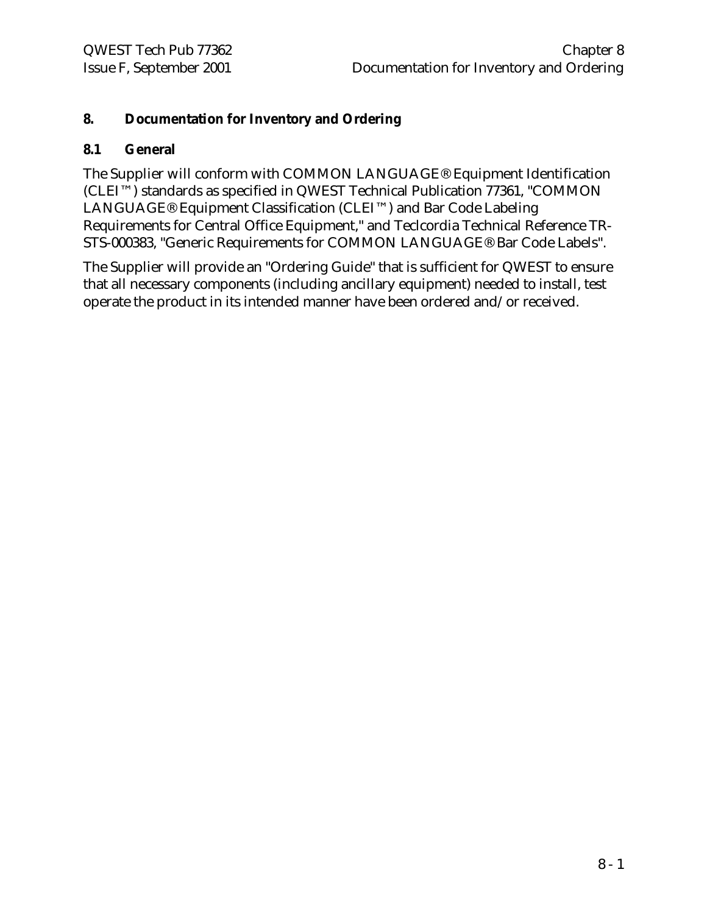# 8. Documentation for Inventory and Ordering

## 8.1 General

The Supplier will conform with COMMON LANGUAGE® Equipment Identification (CLEI™) standards as specified in QWEST Technical Publication 77361, "COMMON LANGUAGE® Equipment Classification (CLEI™) and Bar Code Labeling Requirements for Central Office Equipment," and Teclcordia Technical Reference TR-STS-000383, "Generic Requirements for COMMON LANGUAGE® Bar Code Labels".

The Supplier will provide an "Ordering Guide" that is sufficient for QWEST to ensure that all necessary components (including ancillary equipment) needed to install, test operate the product in its intended manner have been ordered and/or received.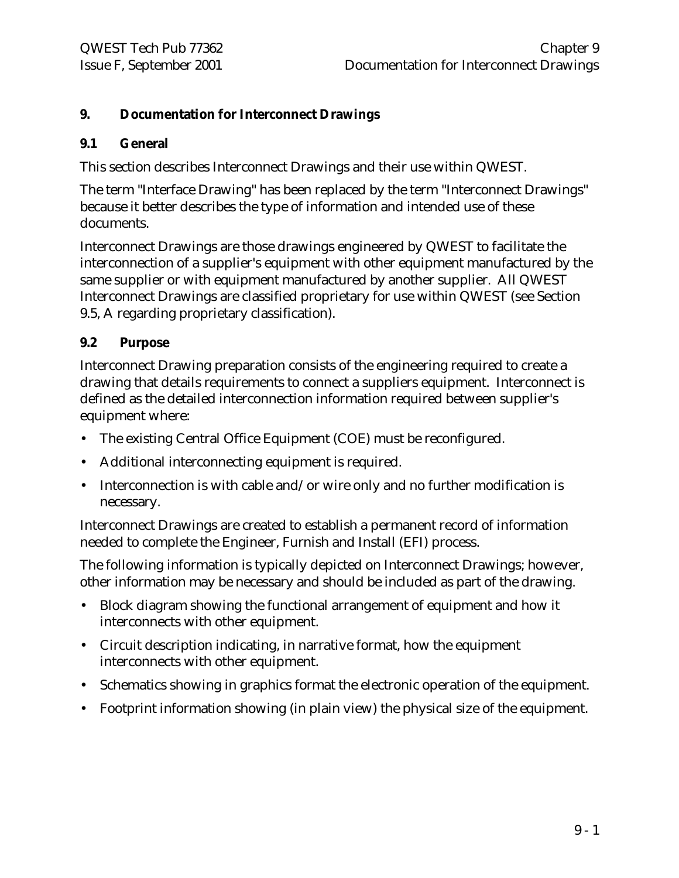# 9. Documentation for Interconnect Drawings

## 9.1 General

This section describes Interconnect Drawings and their use within QWEST.

The term "Interface Drawing" has been replaced by the term "Interconnect Drawings" because it better describes the type of information and intended use of these documents.

Interconnect Drawings are those drawings engineered by QWEST to facilitate the interconnection of a supplier's equipment with other equipment manufactured by the same supplier or with equipment manufactured by another supplier. All QWEST Interconnect Drawings are classified proprietary for use within QWEST (see Section 9.5, A regarding proprietary classification).

## 9.2 Purpose

Interconnect Drawing preparation consists of the engineering required to create a drawing that details requirements to connect a suppliers equipment. Interconnect is defined as the detailed interconnection information required between supplier's equipment where:

- The existing Central Office Equipment (COE) must be reconfigured.
- Additional interconnecting equipment is required.
- Interconnection is with cable and/or wire only and no further modification is necessary.

Interconnect Drawings are created to establish a permanent record of information needed to complete the Engineer, Furnish and Install (EFI) process.

The following information is typically depicted on Interconnect Drawings; however, other information may be necessary and should be included as part of the drawing.

- Block diagram showing the functional arrangement of equipment and how it interconnects with other equipment.
- Circuit description indicating, in narrative format, how the equipment interconnects with other equipment.
- Schematics showing in graphics format the electronic operation of the equipment.
- Footprint information showing (in plain view) the physical size of the equipment.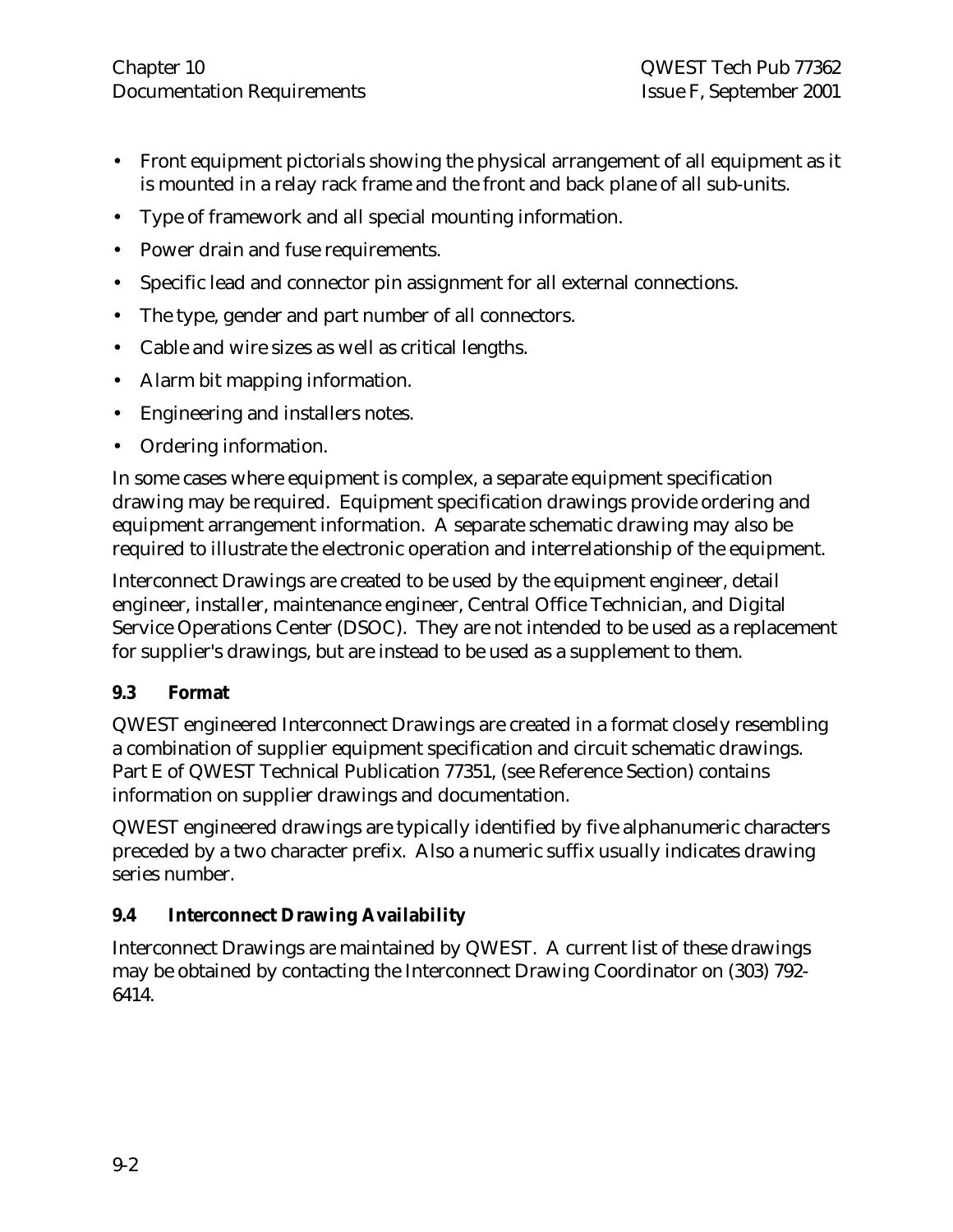- Front equipment pictorials showing the physical arrangement of all equipment as it is mounted in a relay rack frame and the front and back plane of all sub-units.
- Type of framework and all special mounting information.
- Power drain and fuse requirements.
- Specific lead and connector pin assignment for all external connections.
- The type, gender and part number of all connectors.
- Cable and wire sizes as well as critical lengths.
- Alarm bit mapping information.
- Engineering and installers notes.
- Ordering information.

In some cases where equipment is complex, a separate equipment specification drawing may be required. Equipment specification drawings provide ordering and equipment arrangement information. A separate schematic drawing may also be required to illustrate the electronic operation and interrelationship of the equipment.

Interconnect Drawings are created to be used by the equipment engineer, detail engineer, installer, maintenance engineer, Central Office Technician, and Digital Service Operations Center (DSOC). They are not intended to be used as a replacement for supplier's drawings, but are instead to be used as a supplement to them.

### 9.3 Format

QWEST engineered Interconnect Drawings are created in a format closely resembling a combination of supplier equipment specification and circuit schematic drawings. Part E of QWEST Technical Publication 77351, (see Reference Section) contains information on supplier drawings and documentation.

QWEST engineered drawings are typically identified by five alphanumeric characters preceded by a two character prefix. Also a numeric suffix usually indicates drawing series number.

### 9.4 Interconnect Drawing Availability

Interconnect Drawings are maintained by QWEST. A current list of these drawings may be obtained by contacting the Interconnect Drawing Coordinator on (303) 792-6414.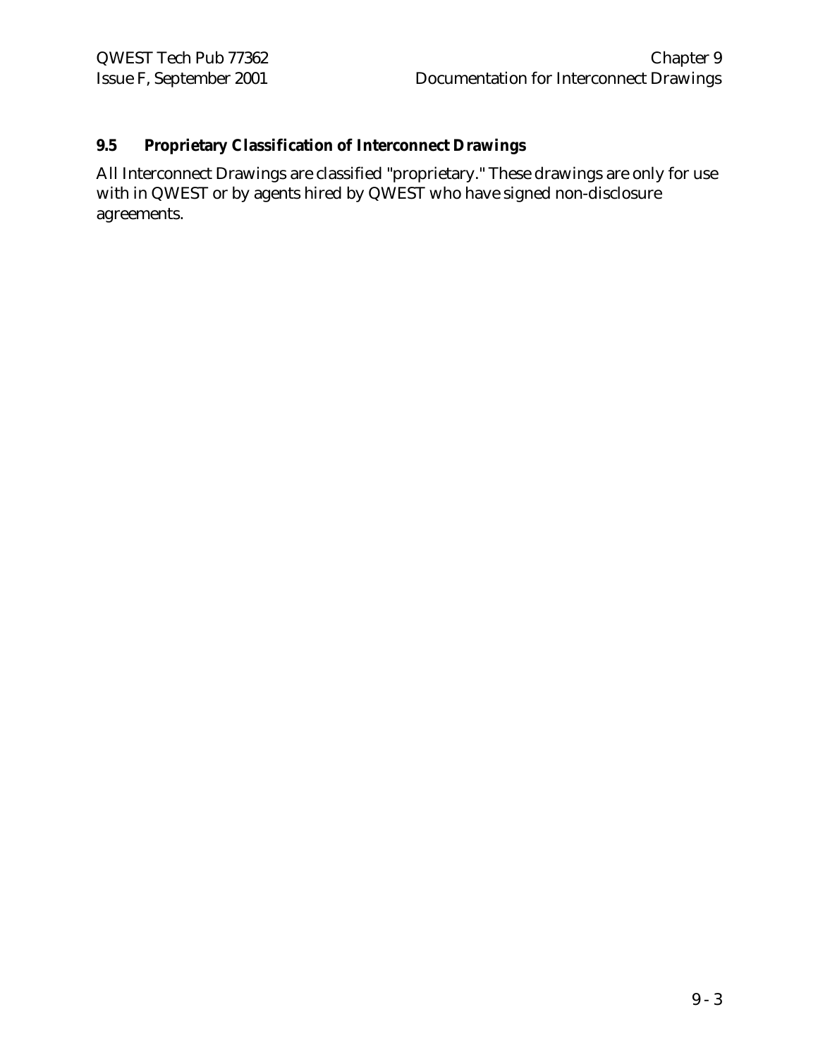## 9.5 Proprietary Classification of Interconnect Drawings

All Interconnect Drawings are classified "proprietary." These drawings are only for use with in QWEST or by agents hired by QWEST who have signed non-disclosure agreements.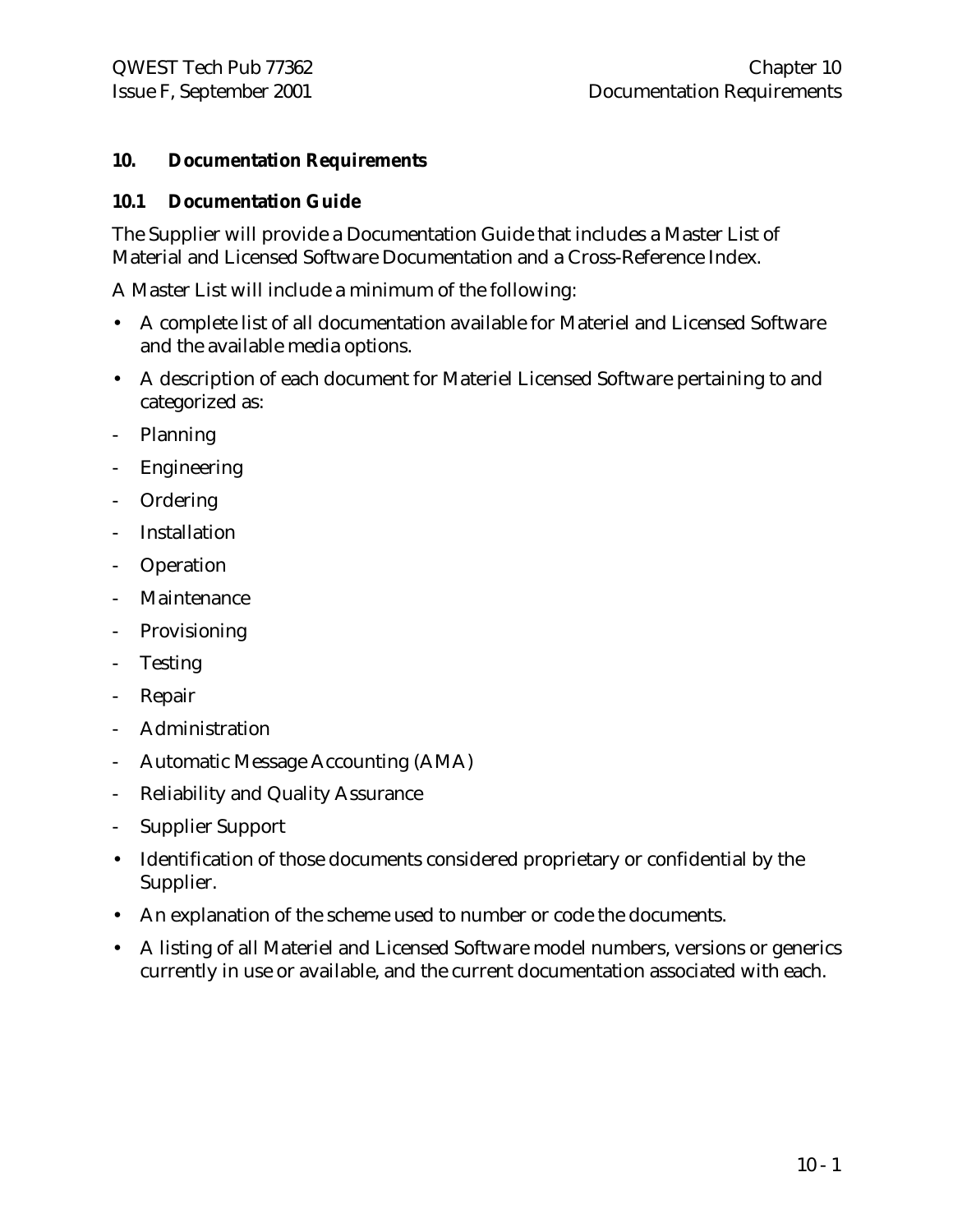# 10. Documentation Requirements

## 10.1 Documentation Guide

The Supplier will provide a Documentation Guide that includes a Master List of Material and Licensed Software Documentation and a Cross-Reference Index.

A Master List will include a minimum of the following:

- A complete list of all documentation available for Materiel and Licensed Software and the available media options.
- A description of each document for Materiel Licensed Software pertaining to and categorized as:
  - Planning
  - Engineering
  - Ordering
  - Installation
  - Operation
  - Maintenance
  - Provisioning
  - Testing
  - Repair
  - Administration
  - Automatic Message Accounting (AMA)
  - Reliability and Quality Assurance
  - Supplier Support
- Identification of those documents considered proprietary or confidential by the Supplier.
- An explanation of the scheme used to number or code the documents.
- A listing of all Materiel and Licensed Software model numbers, versions or generics currently in use or available, and the current documentation associated with each.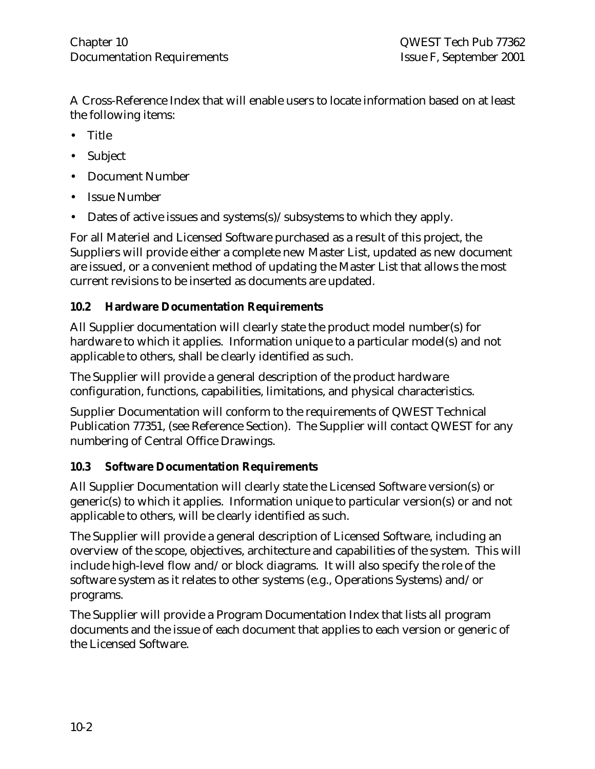A Cross-Reference Index that will enable users to locate information based on at least the following items:

- Title
- Subject
- Document Number
- Issue Number
- Dates of active issues and systems(s)/subsystems to which they apply.

For all Materiel and Licensed Software purchased as a result of this project, the Suppliers will provide either a complete new Master List, updated as new document are issued, or a convenient method of updating the Master List that allows the most current revisions to be inserted as documents are updated.

### 10.2 Hardware Documentation Requirements

All Supplier documentation will clearly state the product model number(s) for hardware to which it applies. Information unique to a particular model(s) and not applicable to others, shall be clearly identified as such.

The Supplier will provide a general description of the product hardware configuration, functions, capabilities, limitations, and physical characteristics.

Supplier Documentation will conform to the requirements of QWEST Technical Publication 77351, (see Reference Section). The Supplier will contact QWEST for any numbering of Central Office Drawings.

### 10.3 Software Documentation Requirements

All Supplier Documentation will clearly state the Licensed Software version(s) or generic(s) to which it applies. Information unique to particular version(s) or and not applicable to others, will be clearly identified as such.

The Supplier will provide a general description of Licensed Software, including an overview of the scope, objectives, architecture and capabilities of the system. This will include high-level flow and/or block diagrams. It will also specify the role of the software system as it relates to other systems (e.g., Operations Systems) and/or programs.

The Supplier will provide a Program Documentation Index that lists all program documents and the issue of each document that applies to each version or generic of the Licensed Software.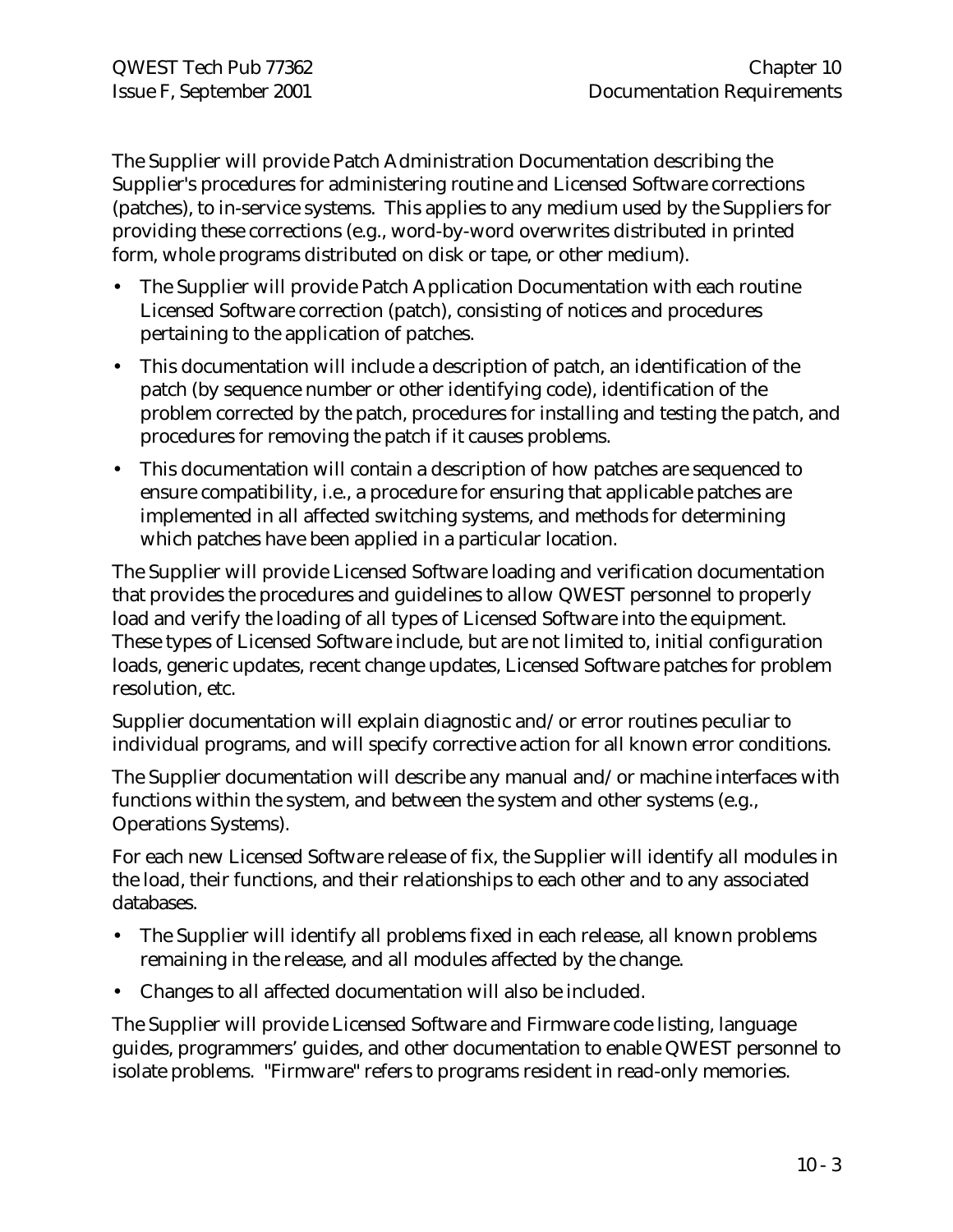The Supplier will provide Patch Administration Documentation describing the Supplier's procedures for administering routine and Licensed Software corrections (patches), to in-service systems. This applies to any medium used by the Suppliers for providing these corrections (e.g., word-by-word overwrites distributed in printed form, whole programs distributed on disk or tape, or other medium).

- The Supplier will provide Patch Application Documentation with each routine Licensed Software correction (patch), consisting of notices and procedures pertaining to the application of patches.
- This documentation will include a description of patch, an identification of the patch (by sequence number or other identifying code), identification of the problem corrected by the patch, procedures for installing and testing the patch, and procedures for removing the patch if it causes problems.
- This documentation will contain a description of how patches are sequenced to ensure compatibility, i.e., a procedure for ensuring that applicable patches are implemented in all affected switching systems, and methods for determining which patches have been applied in a particular location.

The Supplier will provide Licensed Software loading and verification documentation that provides the procedures and guidelines to allow QWEST personnel to properly load and verify the loading of all types of Licensed Software into the equipment. These types of Licensed Software include, but are not limited to, initial configuration loads, generic updates, recent change updates, Licensed Software patches for problem resolution, etc.

Supplier documentation will explain diagnostic and/or error routines peculiar to individual programs, and will specify corrective action for all known error conditions.

The Supplier documentation will describe any manual and/or machine interfaces with functions within the system, and between the system and other systems (e.g., Operations Systems).

For each new Licensed Software release of fix, the Supplier will identify all modules in the load, their functions, and their relationships to each other and to any associated databases.

- The Supplier will identify all problems fixed in each release, all known problems remaining in the release, and all modules affected by the change.
- Changes to all affected documentation will also be included.

The Supplier will provide Licensed Software and Firmware code listing, language guides, programmers' guides, and other documentation to enable QWEST personnel to isolate problems. "Firmware" refers to programs resident in read-only memories.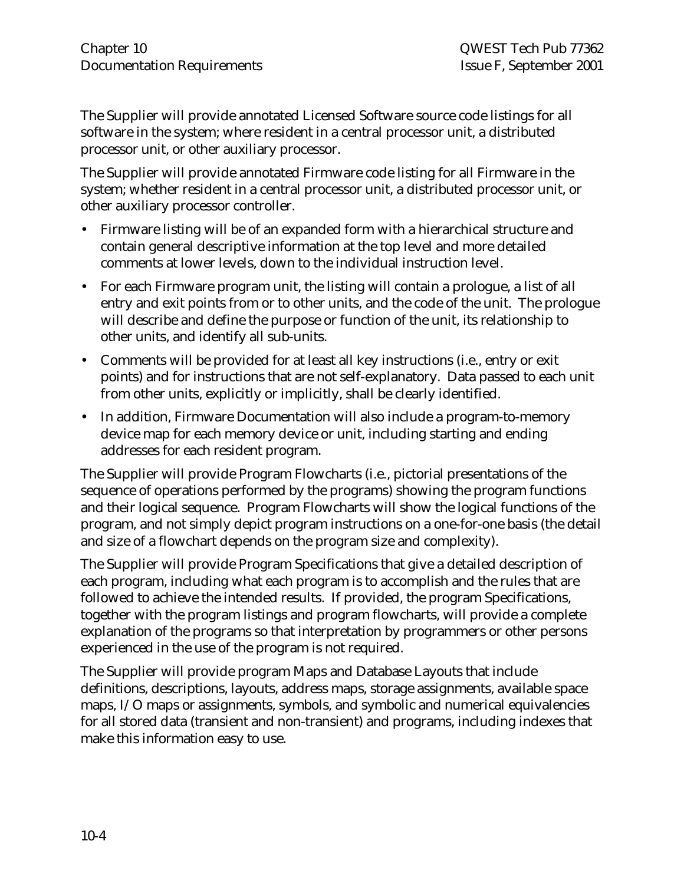The Supplier will provide annotated Licensed Software source code listings for all software in the system; where resident in a central processor unit, a distributed processor unit, or other auxiliary processor.

The Supplier will provide annotated Firmware code listing for all Firmware in the system; whether resident in a central processor unit, a distributed processor unit, or other auxiliary processor controller.

- Firmware listing will be of an expanded form with a hierarchical structure and contain general descriptive information at the top level and more detailed comments at lower levels, down to the individual instruction level.
- For each Firmware program unit, the listing will contain a prologue, a list of all entry and exit points from or to other units, and the code of the unit. The prologue will describe and define the purpose or function of the unit, its relationship to other units, and identify all sub-units.
- Comments will be provided for at least all key instructions (i.e., entry or exit points) and for instructions that are not self-explanatory. Data passed to each unit from other units, explicitly or implicitly, shall be clearly identified.
- In addition, Firmware Documentation will also include a program-to-memory device map for each memory device or unit, including starting and ending addresses for each resident program.

The Supplier will provide Program Flowcharts (i.e., pictorial presentations of the sequence of operations performed by the programs) showing the program functions and their logical sequence. Program Flowcharts will show the logical functions of the program, and not simply depict program instructions on a one-for-one basis (the detail and size of a flowchart depends on the program size and complexity).

The Supplier will provide Program Specifications that give a detailed description of each program, including what each program is to accomplish and the rules that are followed to achieve the intended results. If provided, the program Specifications, together with the program listings and program flowcharts, will provide a complete explanation of the programs so that interpretation by programmers or other persons experienced in the use of the program is not required.

The Supplier will provide program Maps and Database Layouts that include definitions, descriptions, layouts, address maps, storage assignments, available space maps, I/O maps or assignments, symbols, and symbolic and numerical equivalencies for all stored data (transient and non-transient) and programs, including indexes that make this information easy to use.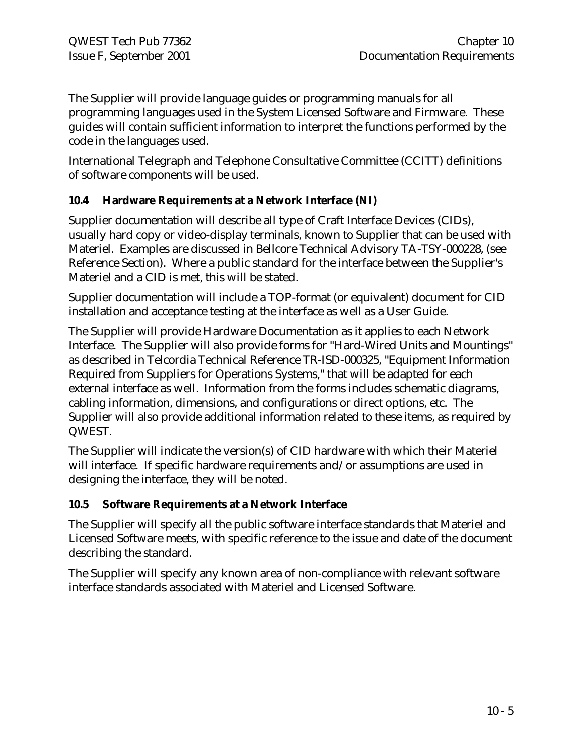The Supplier will provide language guides or programming manuals for all programming languages used in the System Licensed Software and Firmware. These guides will contain sufficient information to interpret the functions performed by the code in the languages used.

International Telegraph and Telephone Consultative Committee (CCITT) definitions of software components will be used.

### 10.4 Hardware Requirements at a Network Interface (NI)

Supplier documentation will describe all type of Craft Interface Devices (CIDs), usually hard copy or video-display terminals, known to Supplier that can be used with Materiel. Examples are discussed in Bellcore Technical Advisory TA-TSY-000228, (see Reference Section). Where a public standard for the interface between the Supplier's Materiel and a CID is met, this will be stated.

Supplier documentation will include a TOP-format (or equivalent) document for CID installation and acceptance testing at the interface as well as a User Guide.

The Supplier will provide Hardware Documentation as it applies to each Network Interface. The Supplier will also provide forms for "Hard-Wired Units and Mountings" as described in Telcordia Technical Reference TR-ISD-000325, "Equipment Information Required from Suppliers for Operations Systems," that will be adapted for each external interface as well. Information from the forms includes schematic diagrams, cabling information, dimensions, and configurations or direct options, etc. The Supplier will also provide additional information related to these items, as required by QWEST.

The Supplier will indicate the version(s) of CID hardware with which their Materiel will interface. If specific hardware requirements and/or assumptions are used in designing the interface, they will be noted.

### 10.5 Software Requirements at a Network Interface

The Supplier will specify all the public software interface standards that Materiel and Licensed Software meets, with specific reference to the issue and date of the document describing the standard.

The Supplier will specify any known area of non-compliance with relevant software interface standards associated with Materiel and Licensed Software.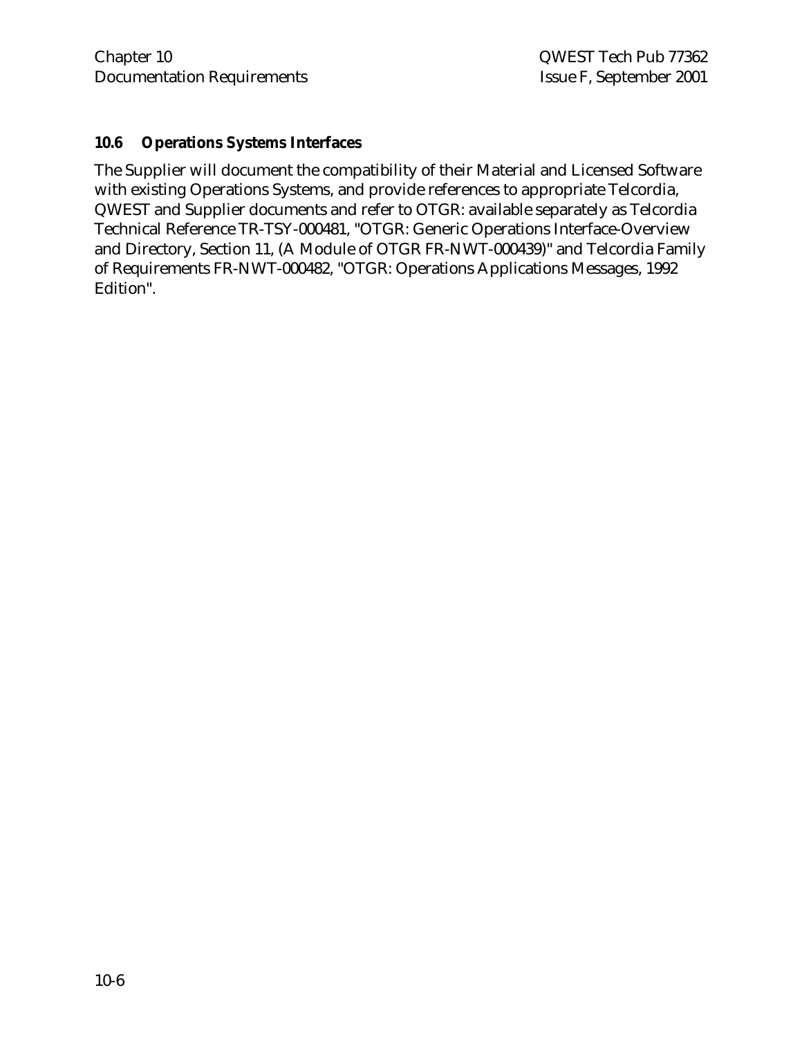## 10.6 Operations Systems Interfaces

The Supplier will document the compatibility of their Material and Licensed Software with existing Operations Systems, and provide references to appropriate Telcordia, QWEST and Supplier documents and refer to OTGR: available separately as Telcordia Technical Reference TR-TSY-000481, "OTGR: Generic Operations Interface-Overview and Directory, Section 11, (A Module of OTGR FR-NWT-000439)" and Telcordia Family of Requirements FR-NWT-000482, "OTGR: Operations Applications Messages, 1992 Edition".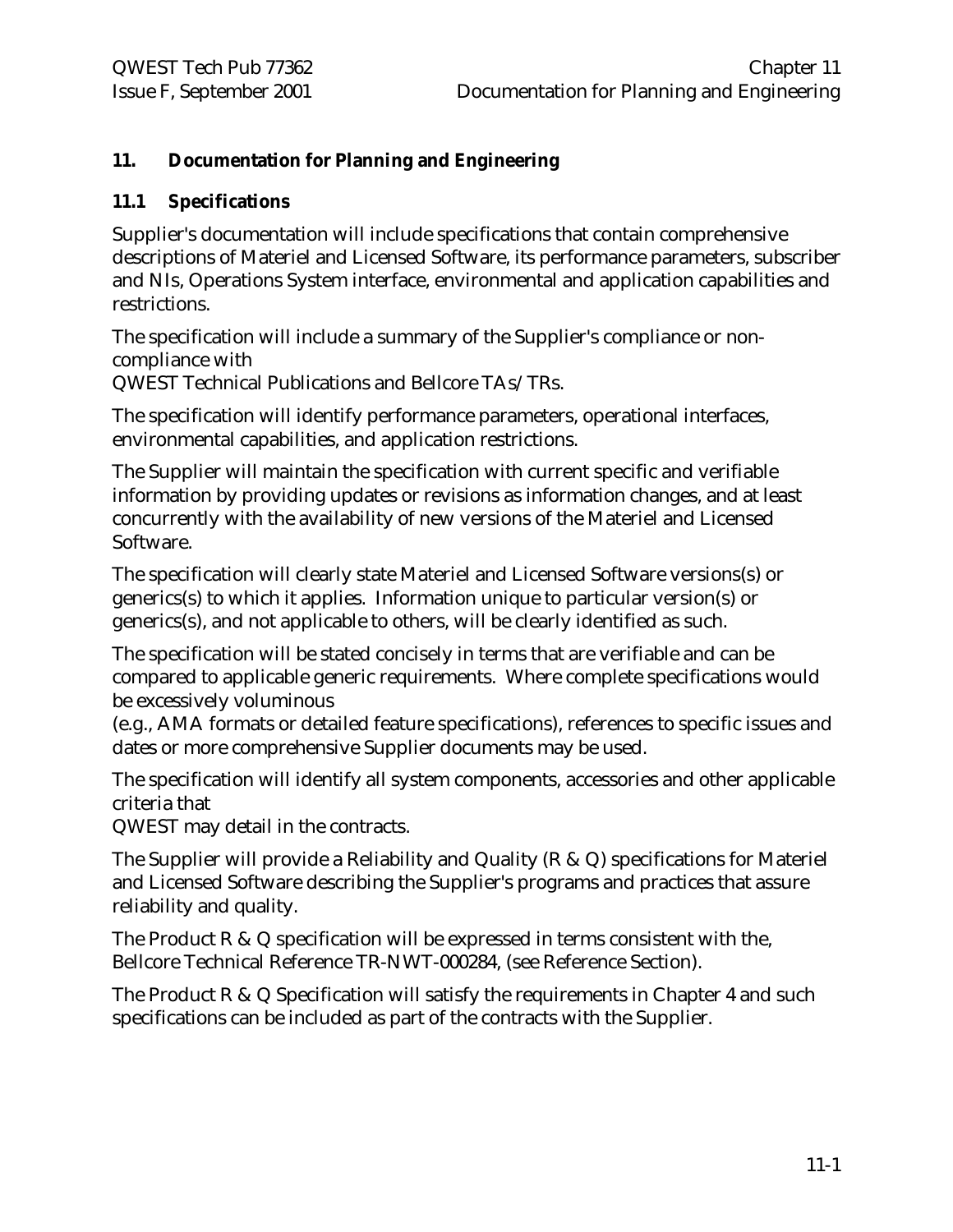## 11. Documentation for Planning and Engineering

### 11.1 Specifications

Supplier's documentation will include specifications that contain comprehensive descriptions of Materiel and Licensed Software, its performance parameters, subscriber and NIs, Operations System interface, environmental and application capabilities and restrictions.

The specification will include a summary of the Supplier's compliance or non-compliance with
QWEST Technical Publications and Bellcore TAs/TRs.

The specification will identify performance parameters, operational interfaces, environmental capabilities, and application restrictions.

The Supplier will maintain the specification with current specific and verifiable information by providing updates or revisions as information changes, and at least concurrently with the availability of new versions of the Materiel and Licensed Software.

The specification will clearly state Materiel and Licensed Software versions(s) or generics(s) to which it applies. Information unique to particular version(s) or generics(s), and not applicable to others, will be clearly identified as such.

The specification will be stated concisely in terms that are verifiable and can be compared to applicable generic requirements. Where complete specifications would be excessively voluminous
(e.g., AMA formats or detailed feature specifications), references to specific issues and dates or more comprehensive Supplier documents may be used.

The specification will identify all system components, accessories and other applicable criteria that
QWEST may detail in the contracts.

The Supplier will provide a Reliability and Quality (R & Q) specifications for Materiel and Licensed Software describing the Supplier's programs and practices that assure reliability and quality.

The Product R & Q specification will be expressed in terms consistent with the, Bellcore Technical Reference TR-NWT-000284, (see Reference Section).

The Product R & Q Specification will satisfy the requirements in Chapter 4 and such specifications can be included as part of the contracts with the Supplier.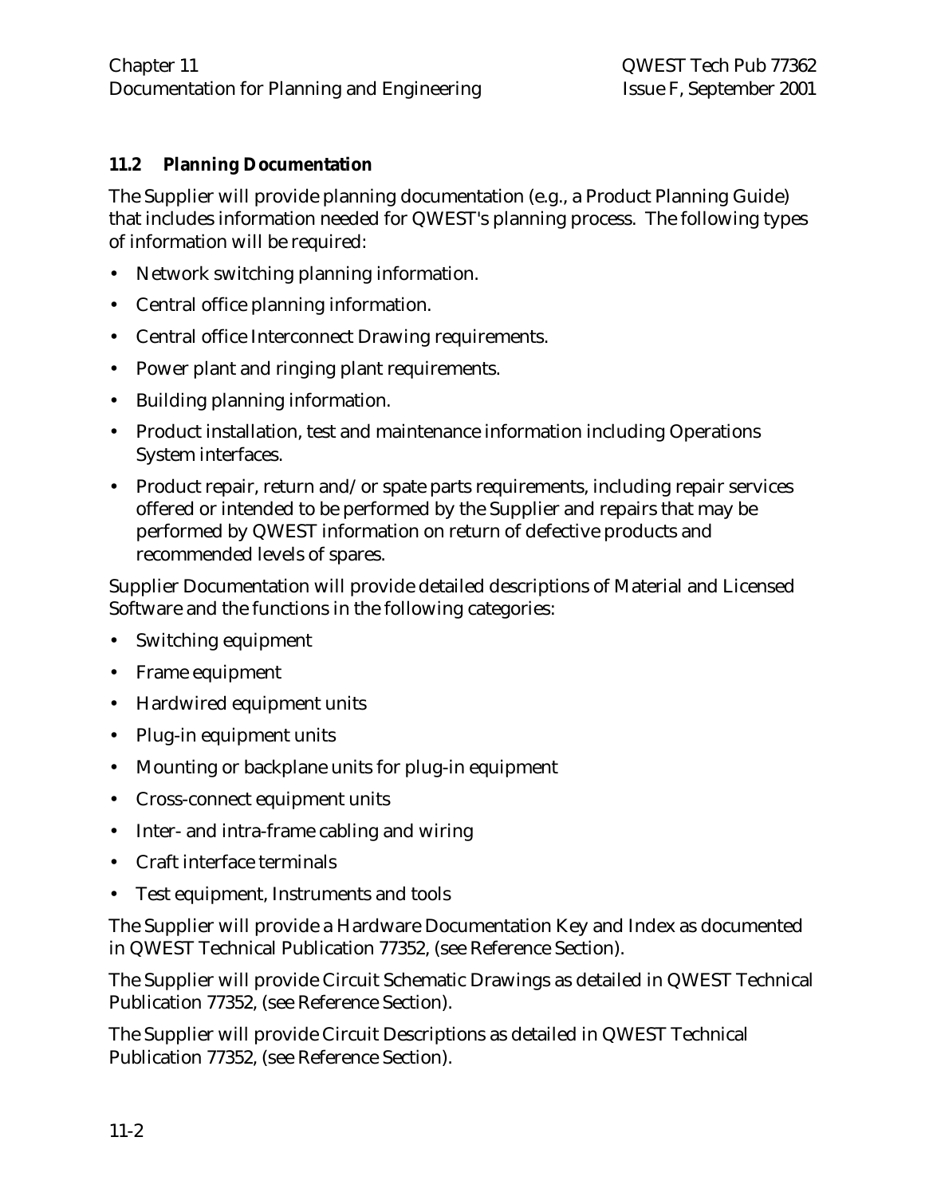## 11.2 Planning Documentation

The Supplier will provide planning documentation (e.g., a Product Planning Guide) that includes information needed for QWEST's planning process. The following types of information will be required:

- Network switching planning information.
- Central office planning information.
- Central office Interconnect Drawing requirements.
- Power plant and ringing plant requirements.
- Building planning information.
- Product installation, test and maintenance information including Operations System interfaces.
- Product repair, return and/or spate parts requirements, including repair services offered or intended to be performed by the Supplier and repairs that may be performed by QWEST information on return of defective products and recommended levels of spares.

Supplier Documentation will provide detailed descriptions of Material and Licensed Software and the functions in the following categories:

- Switching equipment
- Frame equipment
- Hardwired equipment units
- Plug-in equipment units
- Mounting or backplane units for plug-in equipment
- Cross-connect equipment units
- Inter- and intra-frame cabling and wiring
- Craft interface terminals
- Test equipment, Instruments and tools

The Supplier will provide a Hardware Documentation Key and Index as documented in QWEST Technical Publication 77352, (see Reference Section).

The Supplier will provide Circuit Schematic Drawings as detailed in QWEST Technical Publication 77352, (see Reference Section).

The Supplier will provide Circuit Descriptions as detailed in QWEST Technical Publication 77352, (see Reference Section).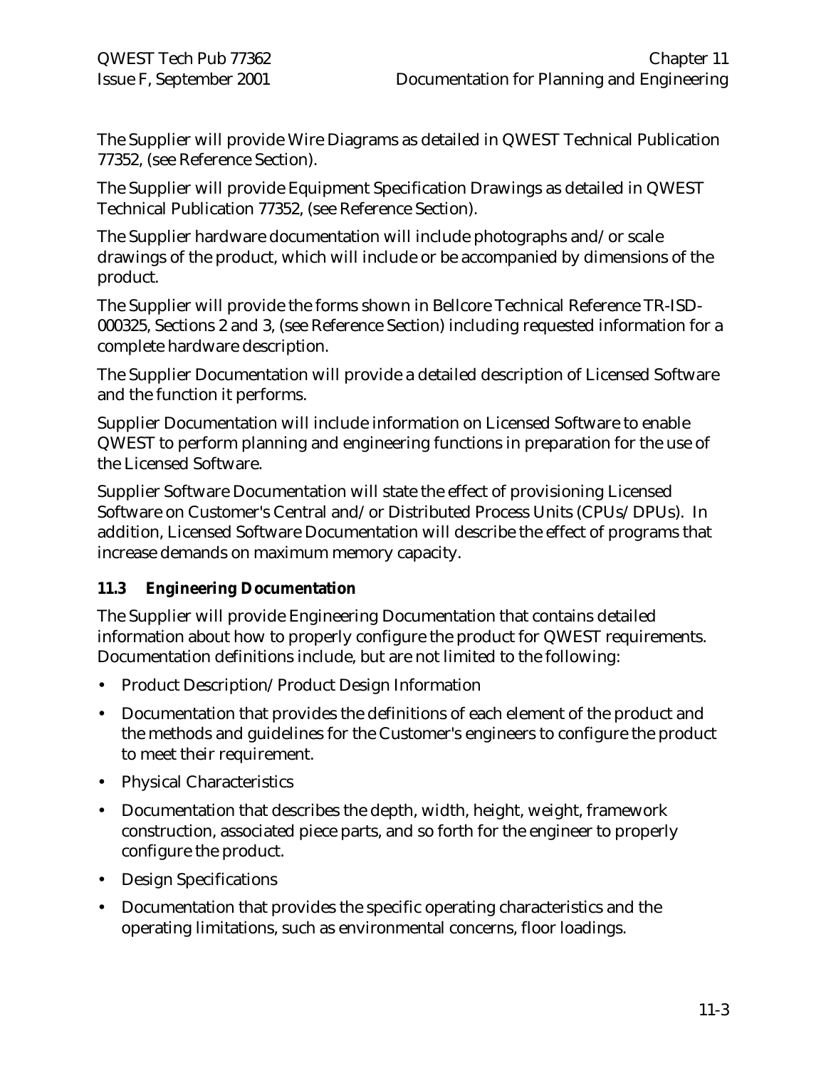The Supplier will provide Wire Diagrams as detailed in QWEST Technical Publication 77352, (see Reference Section).

The Supplier will provide Equipment Specification Drawings as detailed in QWEST Technical Publication 77352, (see Reference Section).

The Supplier hardware documentation will include photographs and/or scale drawings of the product, which will include or be accompanied by dimensions of the product.

The Supplier will provide the forms shown in Bellcore Technical Reference TR-ISD-000325, Sections 2 and 3, (see Reference Section) including requested information for a complete hardware description.

The Supplier Documentation will provide a detailed description of Licensed Software and the function it performs.

Supplier Documentation will include information on Licensed Software to enable QWEST to perform planning and engineering functions in preparation for the use of the Licensed Software.

Supplier Software Documentation will state the effect of provisioning Licensed Software on Customer's Central and/or Distributed Process Units (CPUs/DPUs). In addition, Licensed Software Documentation will describe the effect of programs that increase demands on maximum memory capacity.

### 11.3 Engineering Documentation

The Supplier will provide Engineering Documentation that contains detailed information about how to properly configure the product for QWEST requirements. Documentation definitions include, but are not limited to the following:

- Product Description/Product Design Information
- Documentation that provides the definitions of each element of the product and the methods and guidelines for the Customer's engineers to configure the product to meet their requirement.
- Physical Characteristics
- Documentation that describes the depth, width, height, weight, framework construction, associated piece parts, and so forth for the engineer to properly configure the product.
- Design Specifications
- Documentation that provides the specific operating characteristics and the operating limitations, such as environmental concerns, floor loadings.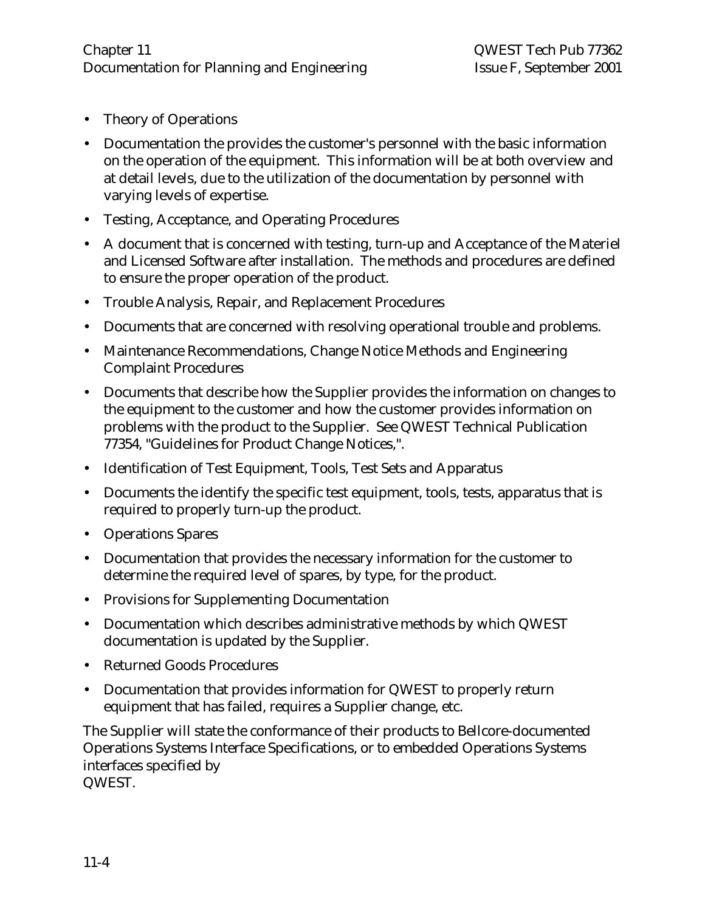- Theory of Operations
- Documentation the provides the customer's personnel with the basic information on the operation of the equipment. This information will be at both overview and at detail levels, due to the utilization of the documentation by personnel with varying levels of expertise.
- Testing, Acceptance, and Operating Procedures
- A document that is concerned with testing, turn-up and Acceptance of the Materiel and Licensed Software after installation. The methods and procedures are defined to ensure the proper operation of the product.
- Trouble Analysis, Repair, and Replacement Procedures
- Documents that are concerned with resolving operational trouble and problems.
- Maintenance Recommendations, Change Notice Methods and Engineering Complaint Procedures
- Documents that describe how the Supplier provides the information on changes to the equipment to the customer and how the customer provides information on problems with the product to the Supplier. See QWEST Technical Publication 77354, "Guidelines for Product Change Notices,".
- Identification of Test Equipment, Tools, Test Sets and Apparatus
- Documents the identify the specific test equipment, tools, tests, apparatus that is required to properly turn-up the product.
- Operations Spares
- Documentation that provides the necessary information for the customer to determine the required level of spares, by type, for the product.
- Provisions for Supplementing Documentation
- Documentation which describes administrative methods by which QWEST documentation is updated by the Supplier.
- Returned Goods Procedures
- Documentation that provides information for QWEST to properly return equipment that has failed, requires a Supplier change, etc.

The Supplier will state the conformance of their products to Bellcore-documented Operations Systems Interface Specifications, or to embedded Operations Systems interfaces specified by QWEST.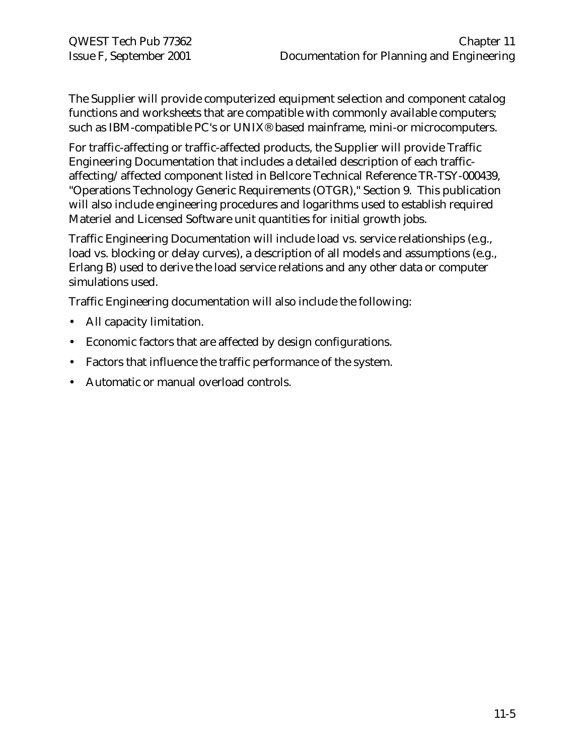The Supplier will provide computerized equipment selection and component catalog functions and worksheets that are compatible with commonly available computers; such as IBM-compatible PC's or UNIX® based mainframe, mini-or microcomputers.

For traffic-affecting or traffic-affected products, the Supplier will provide Traffic Engineering Documentation that includes a detailed description of each traffic-affecting/affected component listed in Bellcore Technical Reference TR-TSY-000439, "Operations Technology Generic Requirements (OTGR)," Section 9. This publication will also include engineering procedures and logarithms used to establish required Materiel and Licensed Software unit quantities for initial growth jobs.

Traffic Engineering Documentation will include load vs. service relationships (e.g., load vs. blocking or delay curves), a description of all models and assumptions (e.g., Erlang B) used to derive the load service relations and any other data or computer simulations used.

Traffic Engineering documentation will also include the following:

- All capacity limitation.
- Economic factors that are affected by design configurations.
- Factors that influence the traffic performance of the system.
- Automatic or manual overload controls.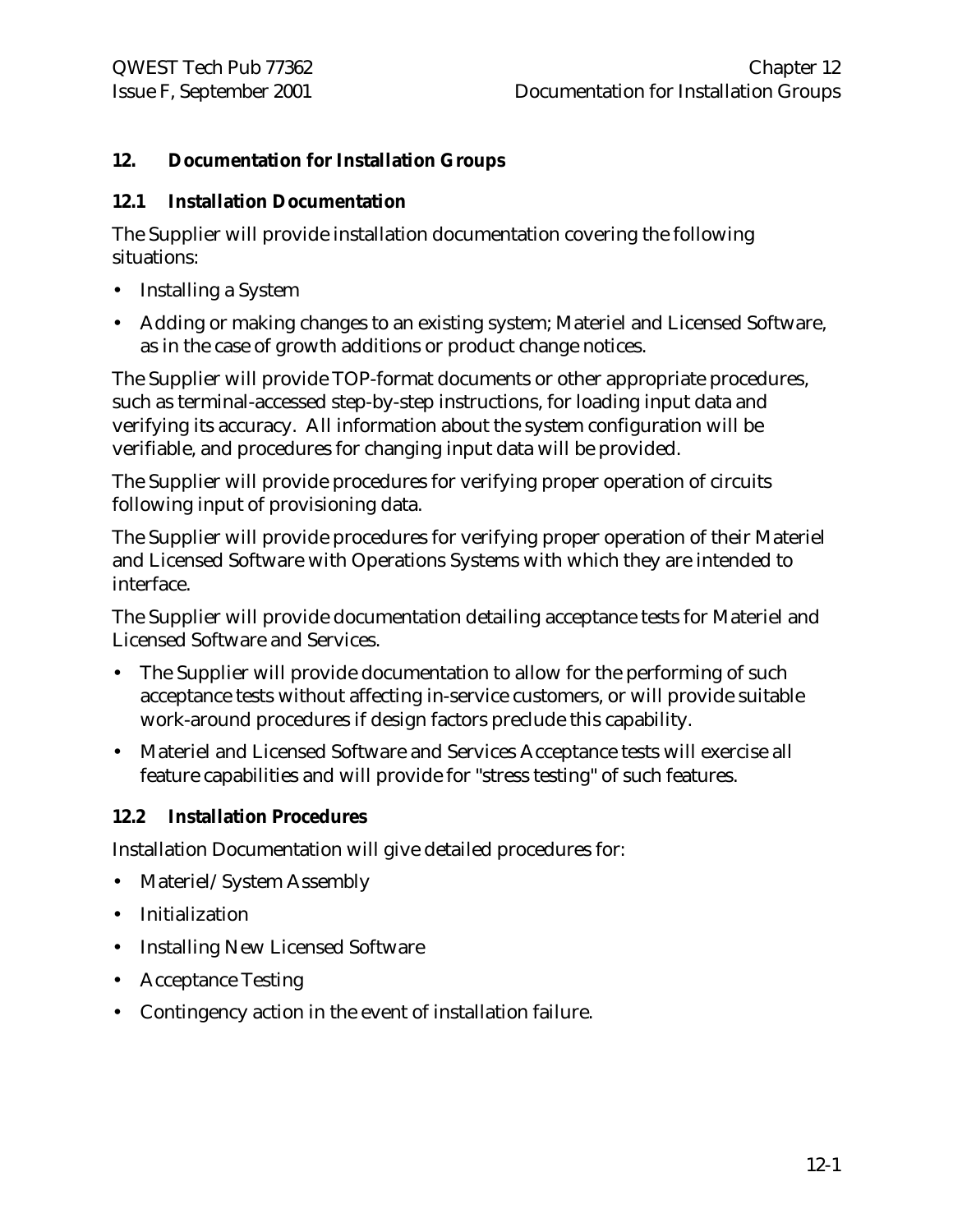# 12. Documentation for Installation Groups

## 12.1 Installation Documentation

The Supplier will provide installation documentation covering the following situations:

- Installing a System
- Adding or making changes to an existing system; Materiel and Licensed Software, as in the case of growth additions or product change notices.

The Supplier will provide TOP-format documents or other appropriate procedures, such as terminal-accessed step-by-step instructions, for loading input data and verifying its accuracy. All information about the system configuration will be verifiable, and procedures for changing input data will be provided.

The Supplier will provide procedures for verifying proper operation of circuits following input of provisioning data.

The Supplier will provide procedures for verifying proper operation of their Materiel and Licensed Software with Operations Systems with which they are intended to interface.

The Supplier will provide documentation detailing acceptance tests for Materiel and Licensed Software and Services.

- The Supplier will provide documentation to allow for the performing of such acceptance tests without affecting in-service customers, or will provide suitable work-around procedures if design factors preclude this capability.
- Materiel and Licensed Software and Services Acceptance tests will exercise all feature capabilities and will provide for "stress testing" of such features.

## 12.2 Installation Procedures

Installation Documentation will give detailed procedures for:

- Materiel/System Assembly
- Initialization
- Installing New Licensed Software
- Acceptance Testing
- Contingency action in the event of installation failure.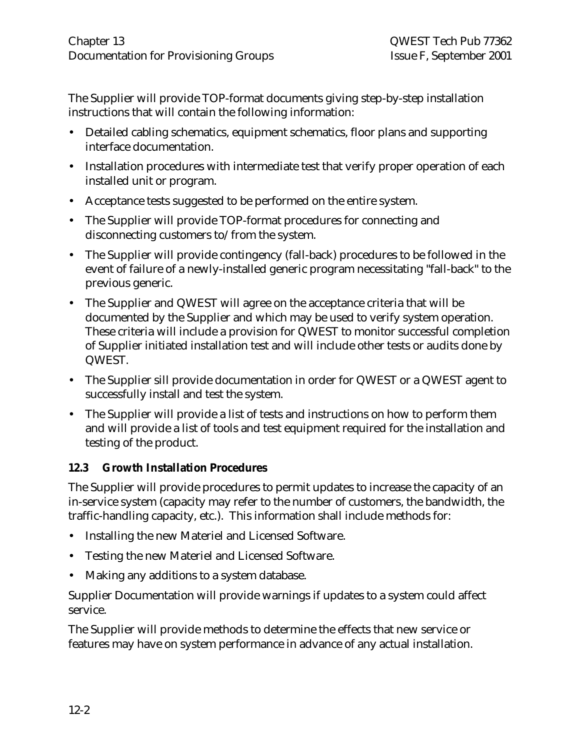The Supplier will provide TOP-format documents giving step-by-step installation instructions that will contain the following information:

- Detailed cabling schematics, equipment schematics, floor plans and supporting interface documentation.
- Installation procedures with intermediate test that verify proper operation of each installed unit or program.
- Acceptance tests suggested to be performed on the entire system.
- The Supplier will provide TOP-format procedures for connecting and disconnecting customers to/from the system.
- The Supplier will provide contingency (fall-back) procedures to be followed in the event of failure of a newly-installed generic program necessitating "fall-back" to the previous generic.
- The Supplier and QWEST will agree on the acceptance criteria that will be documented by the Supplier and which may be used to verify system operation. These criteria will include a provision for QWEST to monitor successful completion of Supplier initiated installation test and will include other tests or audits done by QWEST.
- The Supplier sill provide documentation in order for QWEST or a QWEST agent to successfully install and test the system.
- The Supplier will provide a list of tests and instructions on how to perform them and will provide a list of tools and test equipment required for the installation and testing of the product.

### 12.3 Growth Installation Procedures

The Supplier will provide procedures to permit updates to increase the capacity of an in-service system (capacity may refer to the number of customers, the bandwidth, the traffic-handling capacity, etc.). This information shall include methods for:

- Installing the new Materiel and Licensed Software.
- Testing the new Materiel and Licensed Software.
- Making any additions to a system database.

Supplier Documentation will provide warnings if updates to a system could affect service.

The Supplier will provide methods to determine the effects that new service or features may have on system performance in advance of any actual installation.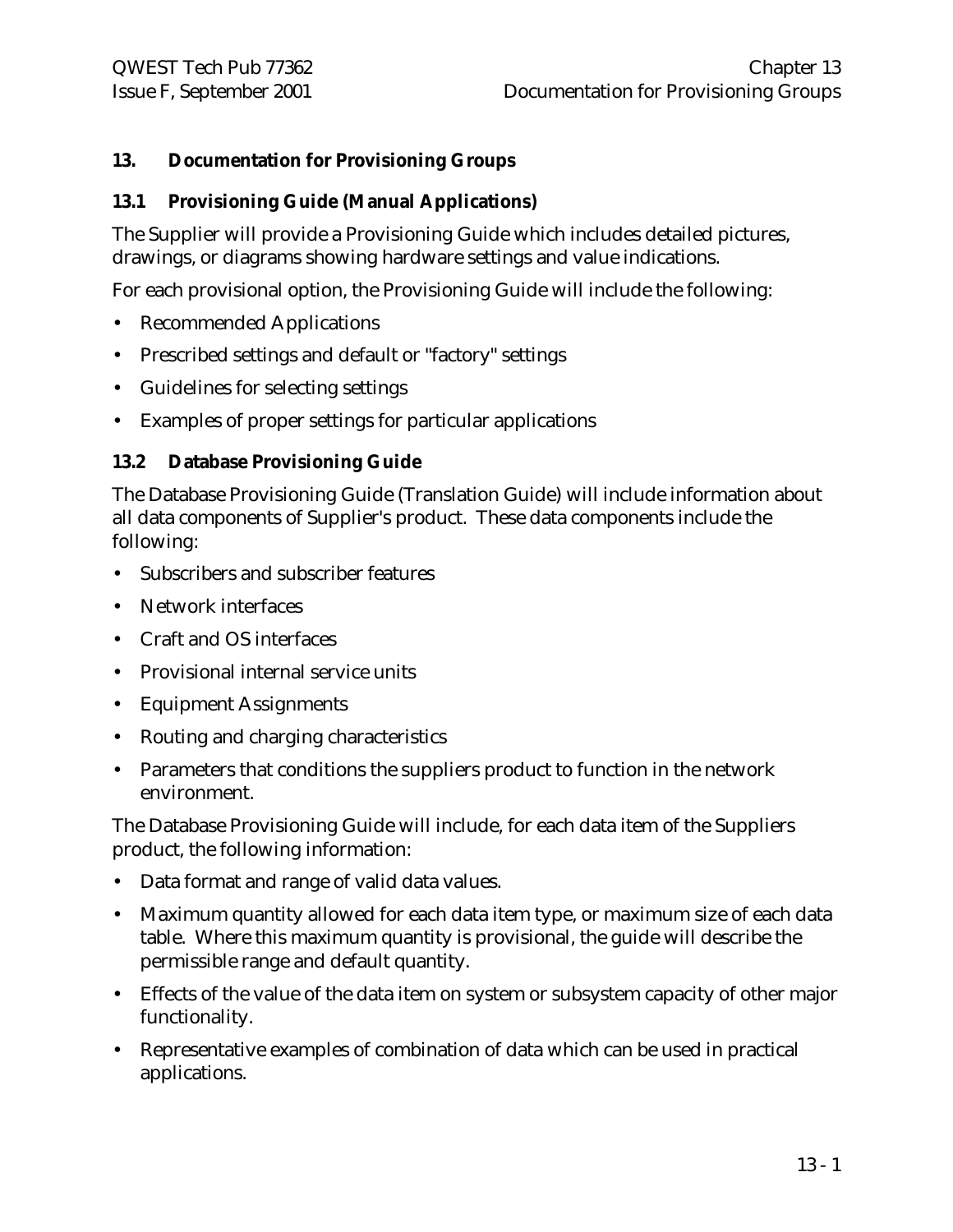# 13. Documentation for Provisioning Groups

## 13.1 Provisioning Guide (Manual Applications)

The Supplier will provide a Provisioning Guide which includes detailed pictures, drawings, or diagrams showing hardware settings and value indications.

For each provisional option, the Provisioning Guide will include the following:

- Recommended Applications
- Prescribed settings and default or "factory" settings
- Guidelines for selecting settings
- Examples of proper settings for particular applications

## 13.2 Database Provisioning Guide

The Database Provisioning Guide (Translation Guide) will include information about all data components of Supplier's product. These data components include the following:

- Subscribers and subscriber features
- Network interfaces
- Craft and OS interfaces
- Provisional internal service units
- Equipment Assignments
- Routing and charging characteristics
- Parameters that conditions the suppliers product to function in the network environment.

The Database Provisioning Guide will include, for each data item of the Suppliers product, the following information:

- Data format and range of valid data values.
- Maximum quantity allowed for each data item type, or maximum size of each data table. Where this maximum quantity is provisional, the guide will describe the permissible range and default quantity.
- Effects of the value of the data item on system or subsystem capacity of other major functionality.
- Representative examples of combination of data which can be used in practical applications.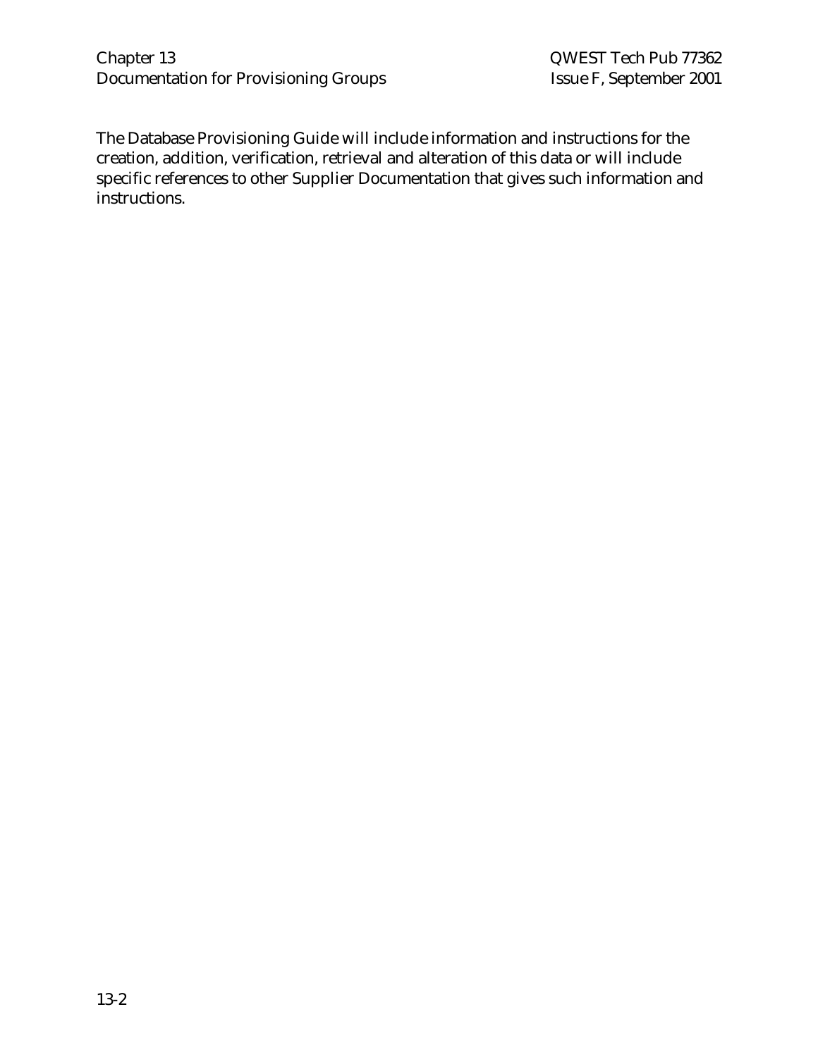The Database Provisioning Guide will include information and instructions for the creation, addition, verification, retrieval and alteration of this data or will include specific references to other Supplier Documentation that gives such information and instructions.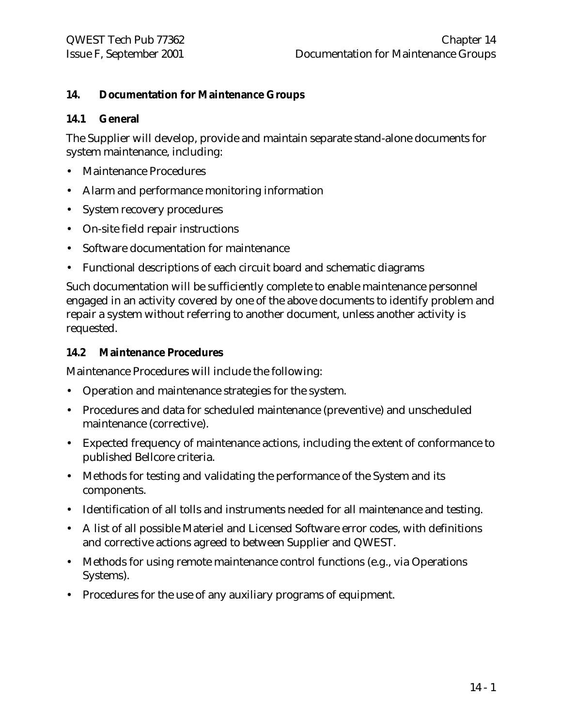# 14. Documentation for Maintenance Groups

## 14.1 General

The Supplier will develop, provide and maintain separate stand-alone documents for system maintenance, including:

- Maintenance Procedures
- Alarm and performance monitoring information
- System recovery procedures
- On-site field repair instructions
- Software documentation for maintenance
- Functional descriptions of each circuit board and schematic diagrams

Such documentation will be sufficiently complete to enable maintenance personnel engaged in an activity covered by one of the above documents to identify problem and repair a system without referring to another document, unless another activity is requested.

## 14.2 Maintenance Procedures

Maintenance Procedures will include the following:

- Operation and maintenance strategies for the system.
- Procedures and data for scheduled maintenance (preventive) and unscheduled maintenance (corrective).
- Expected frequency of maintenance actions, including the extent of conformance to published Bellcore criteria.
- Methods for testing and validating the performance of the System and its components.
- Identification of all tolls and instruments needed for all maintenance and testing.
- A list of all possible Materiel and Licensed Software error codes, with definitions and corrective actions agreed to between Supplier and QWEST.
- Methods for using remote maintenance control functions (e.g., via Operations Systems).
- Procedures for the use of any auxiliary programs of equipment.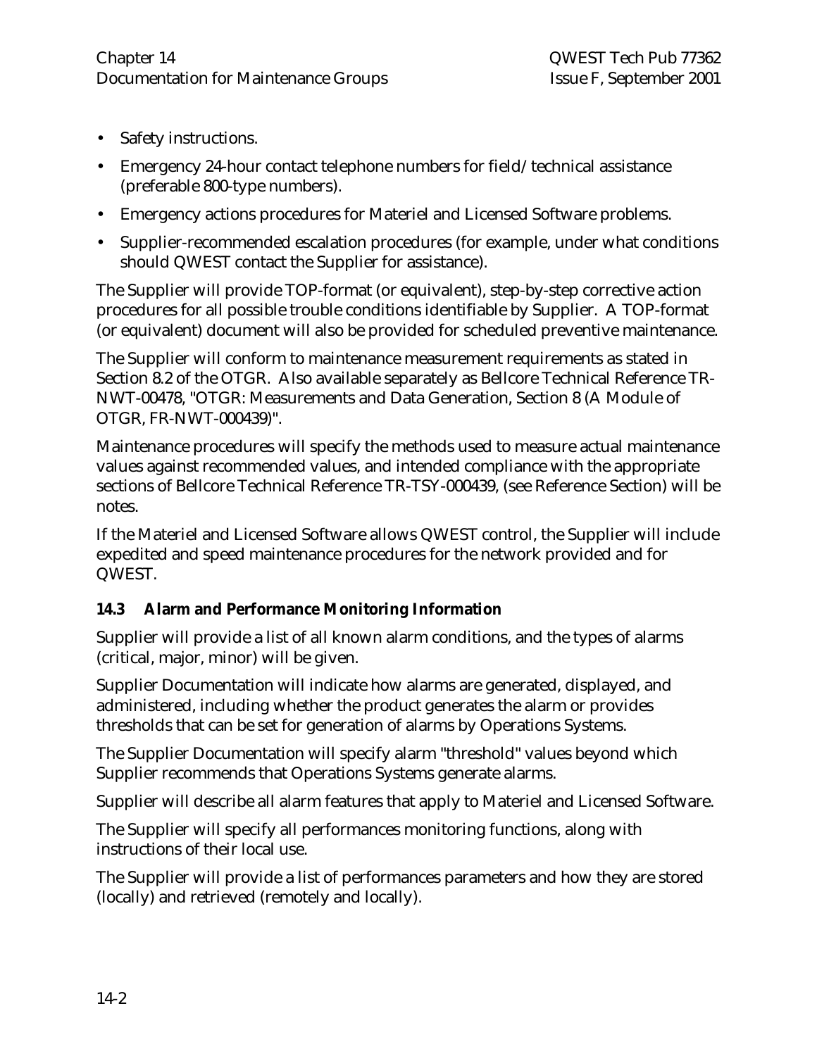- Safety instructions.
- Emergency 24-hour contact telephone numbers for field/technical assistance (preferable 800-type numbers).
- Emergency actions procedures for Materiel and Licensed Software problems.
- Supplier-recommended escalation procedures (for example, under what conditions should QWEST contact the Supplier for assistance).

The Supplier will provide TOP-format (or equivalent), step-by-step corrective action procedures for all possible trouble conditions identifiable by Supplier. A TOP-format (or equivalent) document will also be provided for scheduled preventive maintenance.

The Supplier will conform to maintenance measurement requirements as stated in Section 8.2 of the OTGR. Also available separately as Bellcore Technical Reference TR-NWT-00478, "OTGR: Measurements and Data Generation, Section 8 (A Module of OTGR, FR-NWT-000439)".

Maintenance procedures will specify the methods used to measure actual maintenance values against recommended values, and intended compliance with the appropriate sections of Bellcore Technical Reference TR-TSY-000439, (see Reference Section) will be notes.

If the Materiel and Licensed Software allows QWEST control, the Supplier will include expedited and speed maintenance procedures for the network provided and for QWEST.

### 14.3 Alarm and Performance Monitoring Information

Supplier will provide a list of all known alarm conditions, and the types of alarms (critical, major, minor) will be given.

Supplier Documentation will indicate how alarms are generated, displayed, and administered, including whether the product generates the alarm or provides thresholds that can be set for generation of alarms by Operations Systems.

The Supplier Documentation will specify alarm "threshold" values beyond which Supplier recommends that Operations Systems generate alarms.

Supplier will describe all alarm features that apply to Materiel and Licensed Software.

The Supplier will specify all performances monitoring functions, along with instructions of their local use.

The Supplier will provide a list of performances parameters and how they are stored (locally) and retrieved (remotely and locally).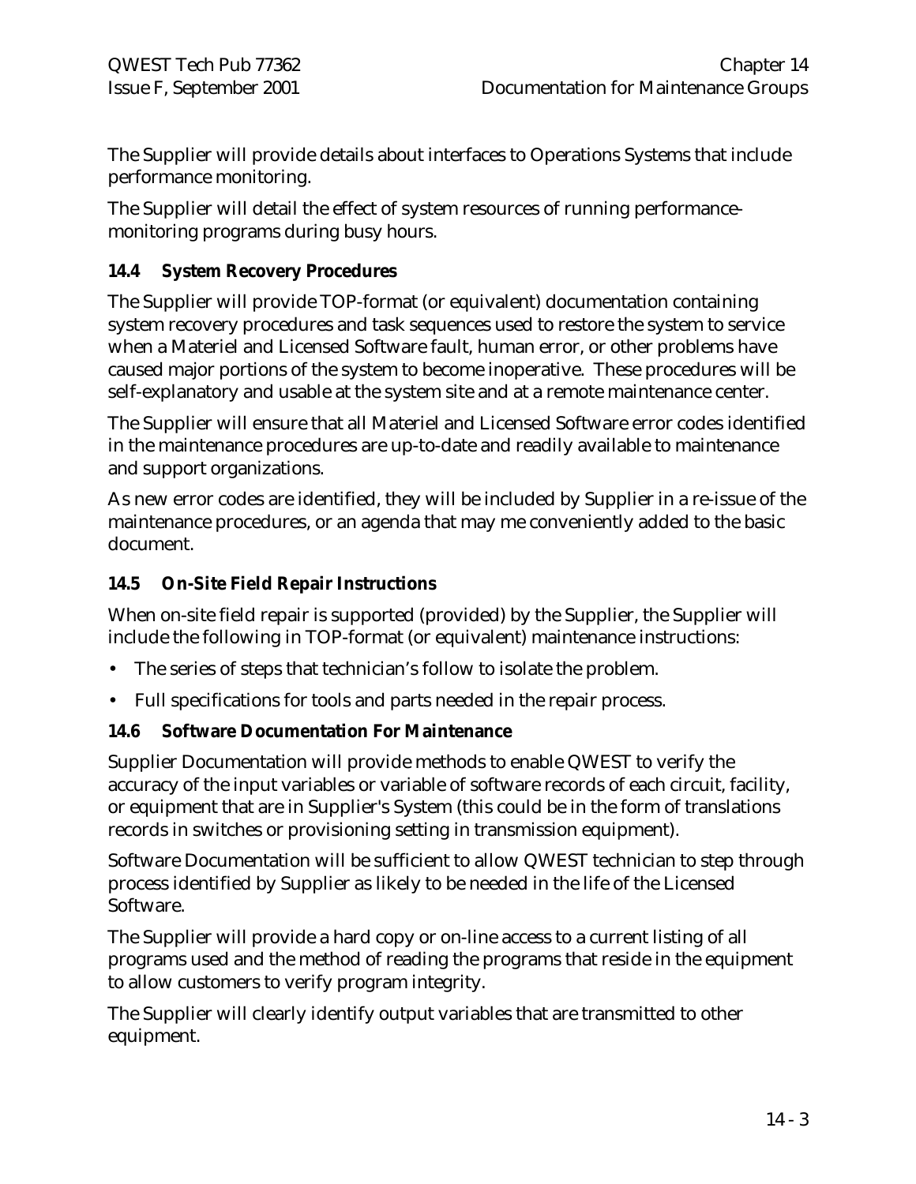The Supplier will provide details about interfaces to Operations Systems that include performance monitoring.

The Supplier will detail the effect of system resources of running performance-monitoring programs during busy hours.

### 14.4 System Recovery Procedures

The Supplier will provide TOP-format (or equivalent) documentation containing system recovery procedures and task sequences used to restore the system to service when a Materiel and Licensed Software fault, human error, or other problems have caused major portions of the system to become inoperative. These procedures will be self-explanatory and usable at the system site and at a remote maintenance center.

The Supplier will ensure that all Materiel and Licensed Software error codes identified in the maintenance procedures are up-to-date and readily available to maintenance and support organizations.

As new error codes are identified, they will be included by Supplier in a re-issue of the maintenance procedures, or an agenda that may me conveniently added to the basic document.

### 14.5 On-Site Field Repair Instructions

When on-site field repair is supported (provided) by the Supplier, the Supplier will include the following in TOP-format (or equivalent) maintenance instructions:

- The series of steps that technician's follow to isolate the problem.
- Full specifications for tools and parts needed in the repair process.

### 14.6 Software Documentation For Maintenance

Supplier Documentation will provide methods to enable QWEST to verify the accuracy of the input variables or variable of software records of each circuit, facility, or equipment that are in Supplier's System (this could be in the form of translations records in switches or provisioning setting in transmission equipment).

Software Documentation will be sufficient to allow QWEST technician to step through process identified by Supplier as likely to be needed in the life of the Licensed Software.

The Supplier will provide a hard copy or on-line access to a current listing of all programs used and the method of reading the programs that reside in the equipment to allow customers to verify program integrity.

The Supplier will clearly identify output variables that are transmitted to other equipment.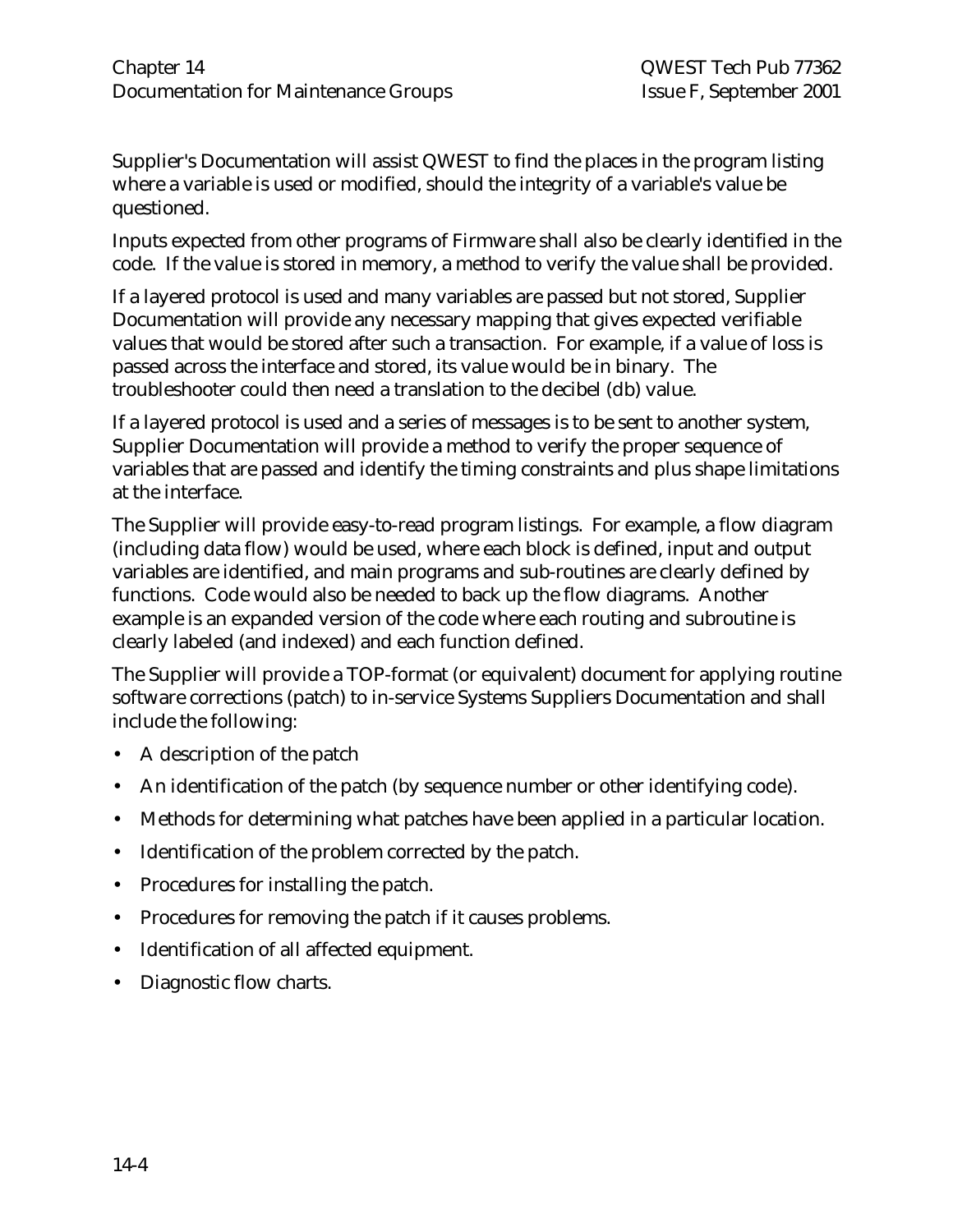Supplier's Documentation will assist QWEST to find the places in the program listing where a variable is used or modified, should the integrity of a variable's value be questioned.

Inputs expected from other programs of Firmware shall also be clearly identified in the code. If the value is stored in memory, a method to verify the value shall be provided.

If a layered protocol is used and many variables are passed but not stored, Supplier Documentation will provide any necessary mapping that gives expected verifiable values that would be stored after such a transaction. For example, if a value of loss is passed across the interface and stored, its value would be in binary. The troubleshooter could then need a translation to the decibel (db) value.

If a layered protocol is used and a series of messages is to be sent to another system, Supplier Documentation will provide a method to verify the proper sequence of variables that are passed and identify the timing constraints and plus shape limitations at the interface.

The Supplier will provide easy-to-read program listings. For example, a flow diagram (including data flow) would be used, where each block is defined, input and output variables are identified, and main programs and sub-routines are clearly defined by functions. Code would also be needed to back up the flow diagrams. Another example is an expanded version of the code where each routing and subroutine is clearly labeled (and indexed) and each function defined.

The Supplier will provide a TOP-format (or equivalent) document for applying routine software corrections (patch) to in-service Systems Suppliers Documentation and shall include the following:

- A description of the patch
- An identification of the patch (by sequence number or other identifying code).
- Methods for determining what patches have been applied in a particular location.
- Identification of the problem corrected by the patch.
- Procedures for installing the patch.
- Procedures for removing the patch if it causes problems.
- Identification of all affected equipment.
- Diagnostic flow charts.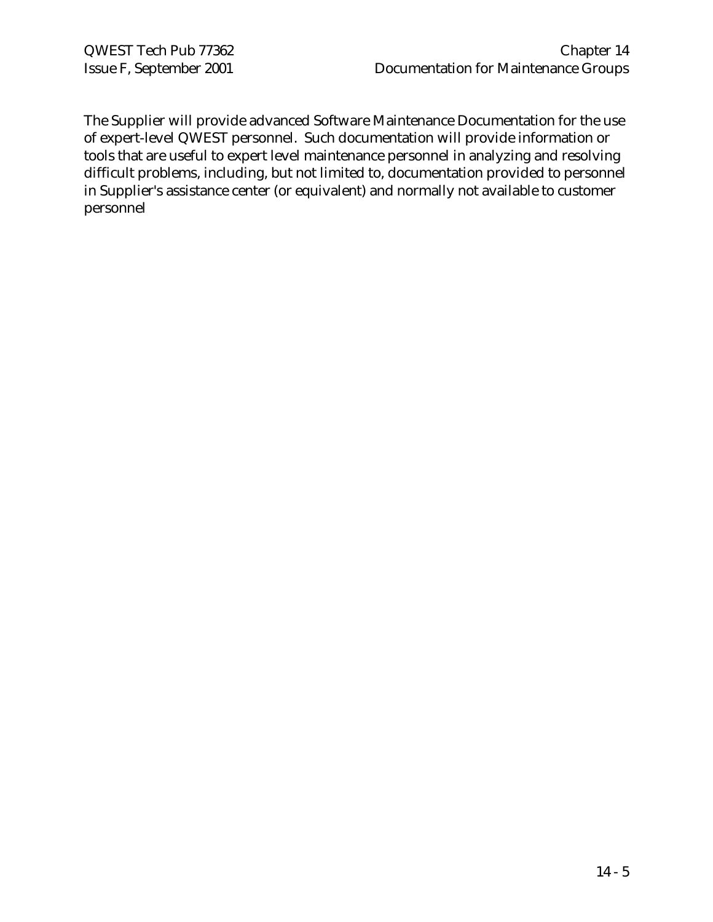The Supplier will provide advanced Software Maintenance Documentation for the use of expert-level QWEST personnel. Such documentation will provide information or tools that are useful to expert level maintenance personnel in analyzing and resolving difficult problems, including, but not limited to, documentation provided to personnel in Supplier's assistance center (or equivalent) and normally not available to customer personnel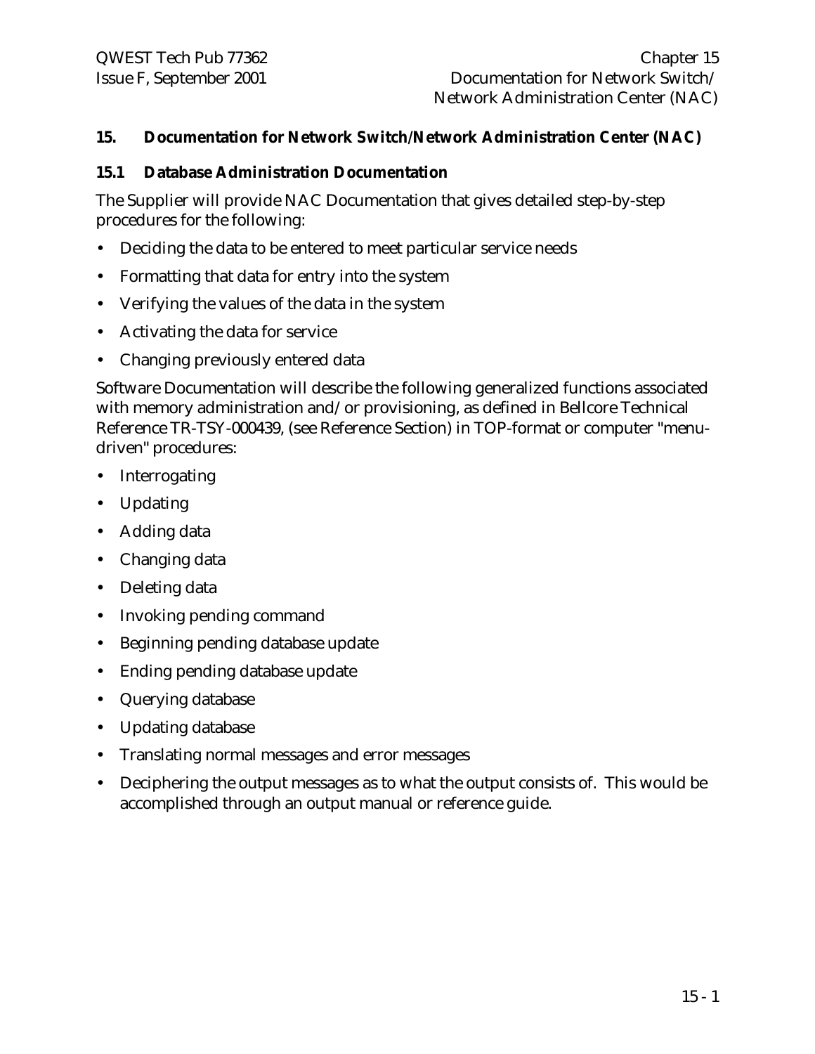## 15. Documentation for Network Switch/Network Administration Center (NAC)

### 15.1 Database Administration Documentation

The Supplier will provide NAC Documentation that gives detailed step-by-step procedures for the following:

- Deciding the data to be entered to meet particular service needs
- Formatting that data for entry into the system
- Verifying the values of the data in the system
- Activating the data for service
- Changing previously entered data

Software Documentation will describe the following generalized functions associated with memory administration and/or provisioning, as defined in Bellcore Technical Reference TR-TSY-000439, (see Reference Section) in TOP-format or computer "menu-driven" procedures:

- Interrogating
- Updating
- Adding data
- Changing data
- Deleting data
- Invoking pending command
- Beginning pending database update
- Ending pending database update
- Querying database
- Updating database
- Translating normal messages and error messages
- Deciphering the output messages as to what the output consists of. This would be accomplished through an output manual or reference guide.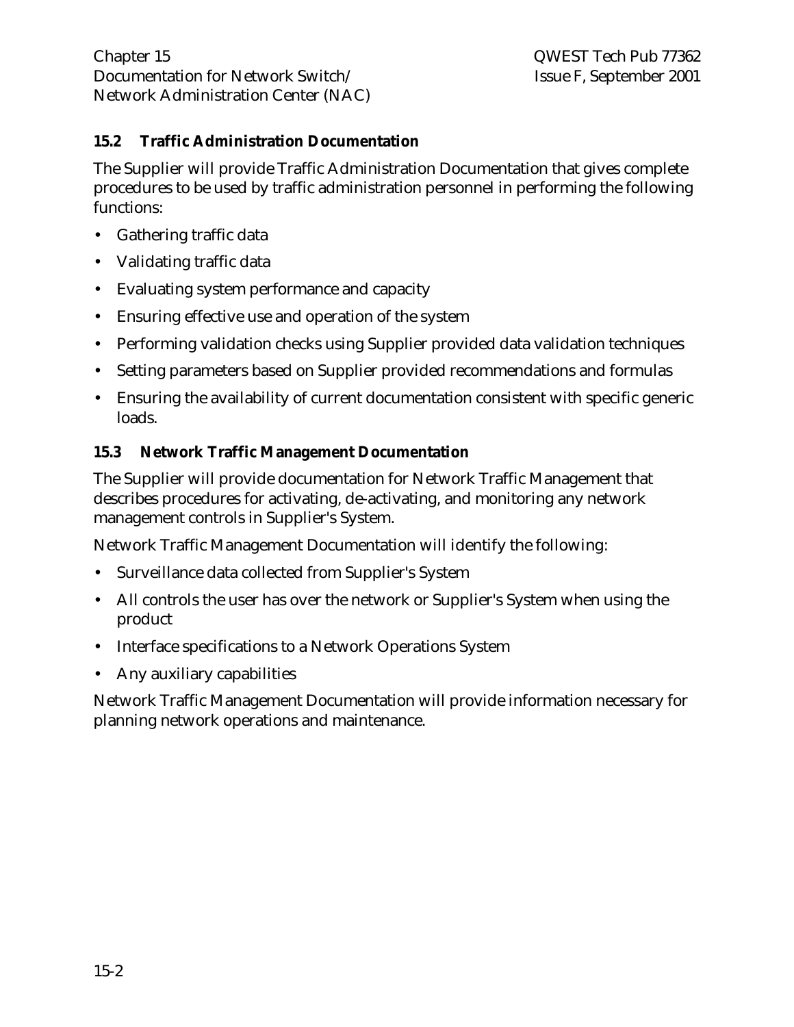## 15.2 Traffic Administration Documentation

The Supplier will provide Traffic Administration Documentation that gives complete procedures to be used by traffic administration personnel in performing the following functions:

- Gathering traffic data
- Validating traffic data
- Evaluating system performance and capacity
- Ensuring effective use and operation of the system
- Performing validation checks using Supplier provided data validation techniques
- Setting parameters based on Supplier provided recommendations and formulas
- Ensuring the availability of current documentation consistent with specific generic loads.

## 15.3 Network Traffic Management Documentation

The Supplier will provide documentation for Network Traffic Management that describes procedures for activating, de-activating, and monitoring any network management controls in Supplier's System.

Network Traffic Management Documentation will identify the following:

- Surveillance data collected from Supplier's System
- All controls the user has over the network or Supplier's System when using the product
- Interface specifications to a Network Operations System
- Any auxiliary capabilities

Network Traffic Management Documentation will provide information necessary for planning network operations and maintenance.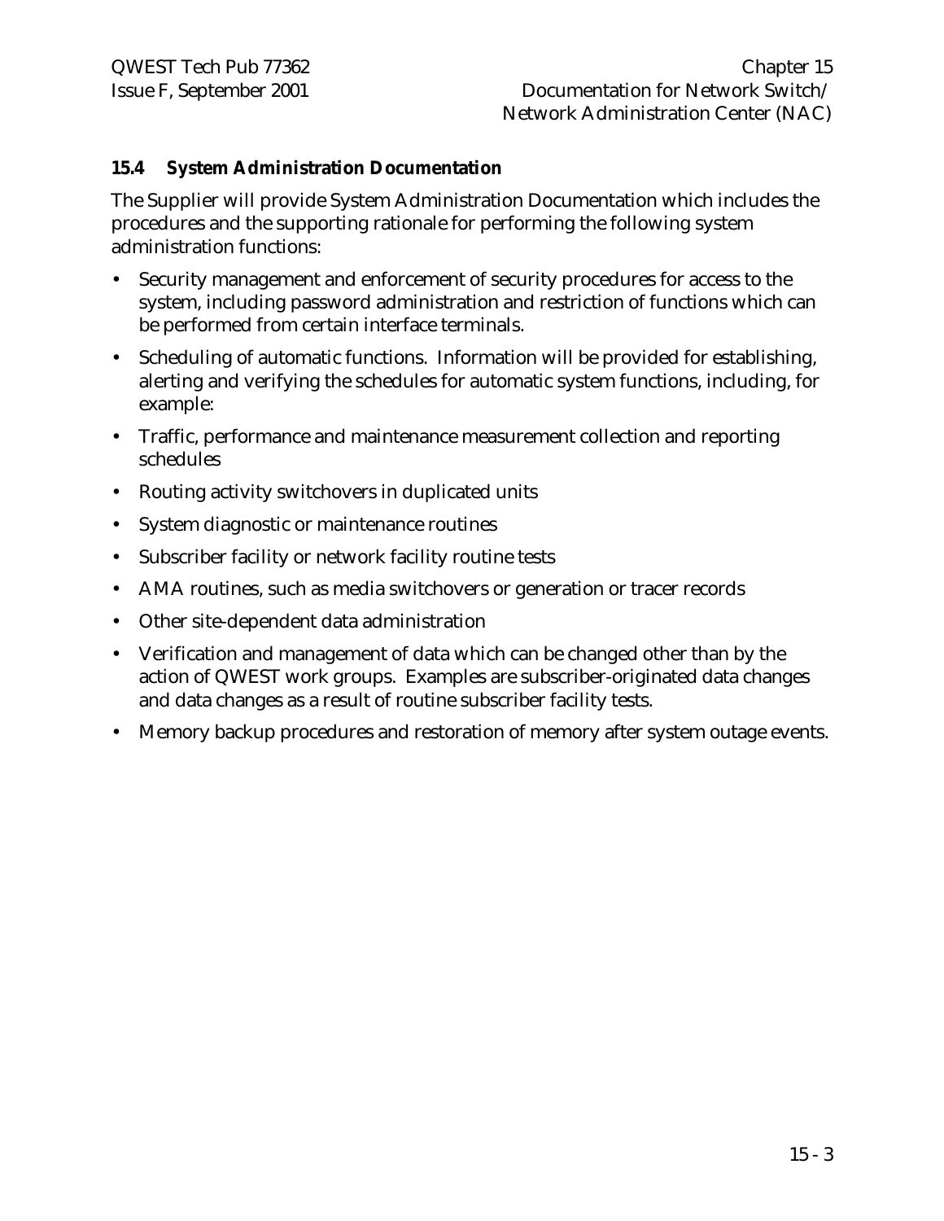### 15.4 System Administration Documentation

The Supplier will provide System Administration Documentation which includes the procedures and the supporting rationale for performing the following system administration functions:

- Security management and enforcement of security procedures for access to the system, including password administration and restriction of functions which can be performed from certain interface terminals.
- Scheduling of automatic functions. Information will be provided for establishing, alerting and verifying the schedules for automatic system functions, including, for example:
- Traffic, performance and maintenance measurement collection and reporting schedules
- Routing activity switchovers in duplicated units
- System diagnostic or maintenance routines
- Subscriber facility or network facility routine tests
- AMA routines, such as media switchovers or generation or tracer records
- Other site-dependent data administration
- Verification and management of data which can be changed other than by the action of QWEST work groups. Examples are subscriber-originated data changes and data changes as a result of routine subscriber facility tests.
- Memory backup procedures and restoration of memory after system outage events.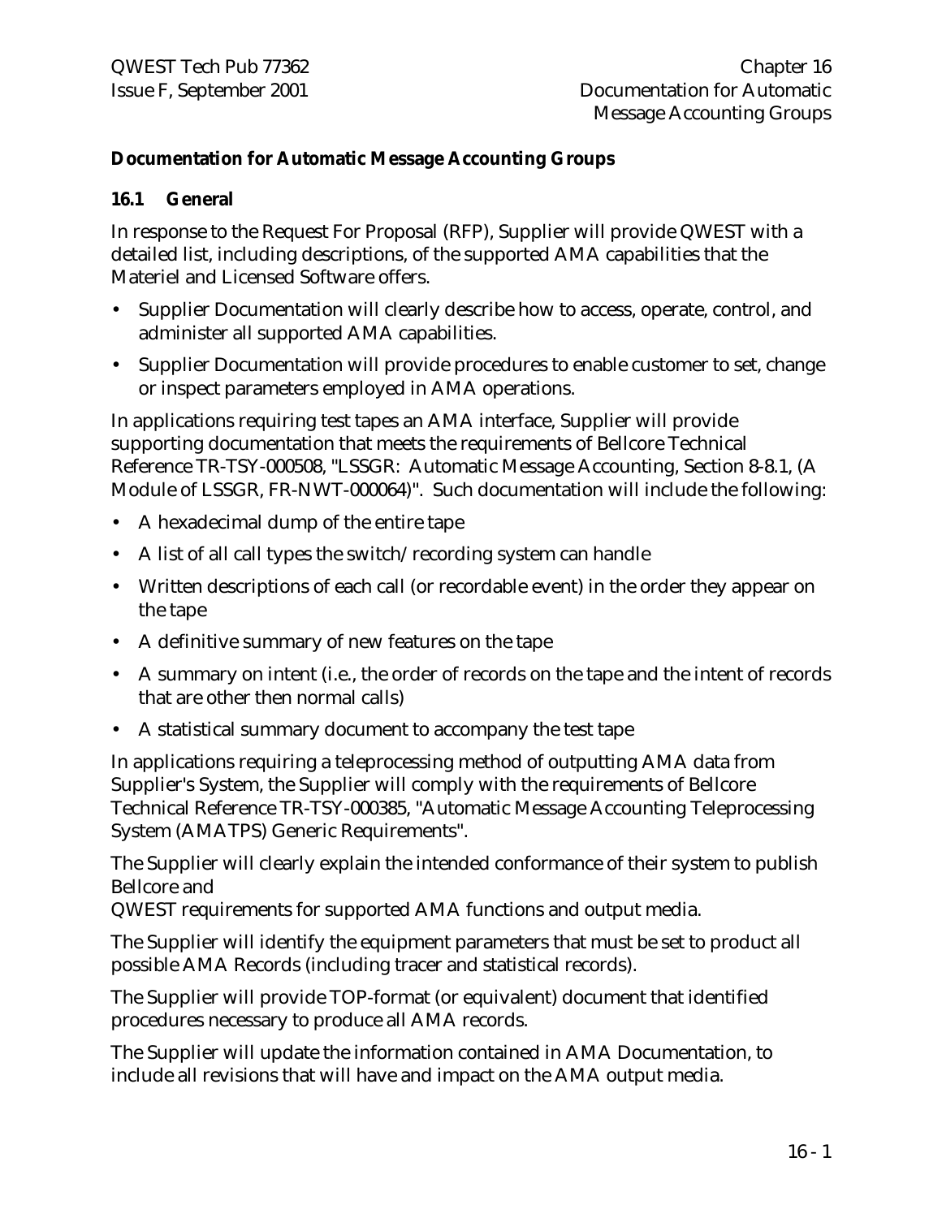## Documentation for Automatic Message Accounting Groups

### 16.1 General

In response to the Request For Proposal (RFP), Supplier will provide QWEST with a detailed list, including descriptions, of the supported AMA capabilities that the Materiel and Licensed Software offers.

- Supplier Documentation will clearly describe how to access, operate, control, and administer all supported AMA capabilities.
- Supplier Documentation will provide procedures to enable customer to set, change or inspect parameters employed in AMA operations.

In applications requiring test tapes an AMA interface, Supplier will provide supporting documentation that meets the requirements of Bellcore Technical Reference TR-TSY-000508, "LSSGR: Automatic Message Accounting, Section 8-8.1, (A Module of LSSGR, FR-NWT-000064)". Such documentation will include the following:

- A hexadecimal dump of the entire tape
- A list of all call types the switch/recording system can handle
- Written descriptions of each call (or recordable event) in the order they appear on the tape
- A definitive summary of new features on the tape
- A summary on intent (i.e., the order of records on the tape and the intent of records that are other then normal calls)
- A statistical summary document to accompany the test tape

In applications requiring a teleprocessing method of outputting AMA data from Supplier's System, the Supplier will comply with the requirements of Bellcore Technical Reference TR-TSY-000385, "Automatic Message Accounting Teleprocessing System (AMATPS) Generic Requirements".

The Supplier will clearly explain the intended conformance of their system to publish Bellcore and
QWEST requirements for supported AMA functions and output media.

The Supplier will identify the equipment parameters that must be set to product all possible AMA Records (including tracer and statistical records).

The Supplier will provide TOP-format (or equivalent) document that identified procedures necessary to produce all AMA records.

The Supplier will update the information contained in AMA Documentation, to include all revisions that will have and impact on the AMA output media.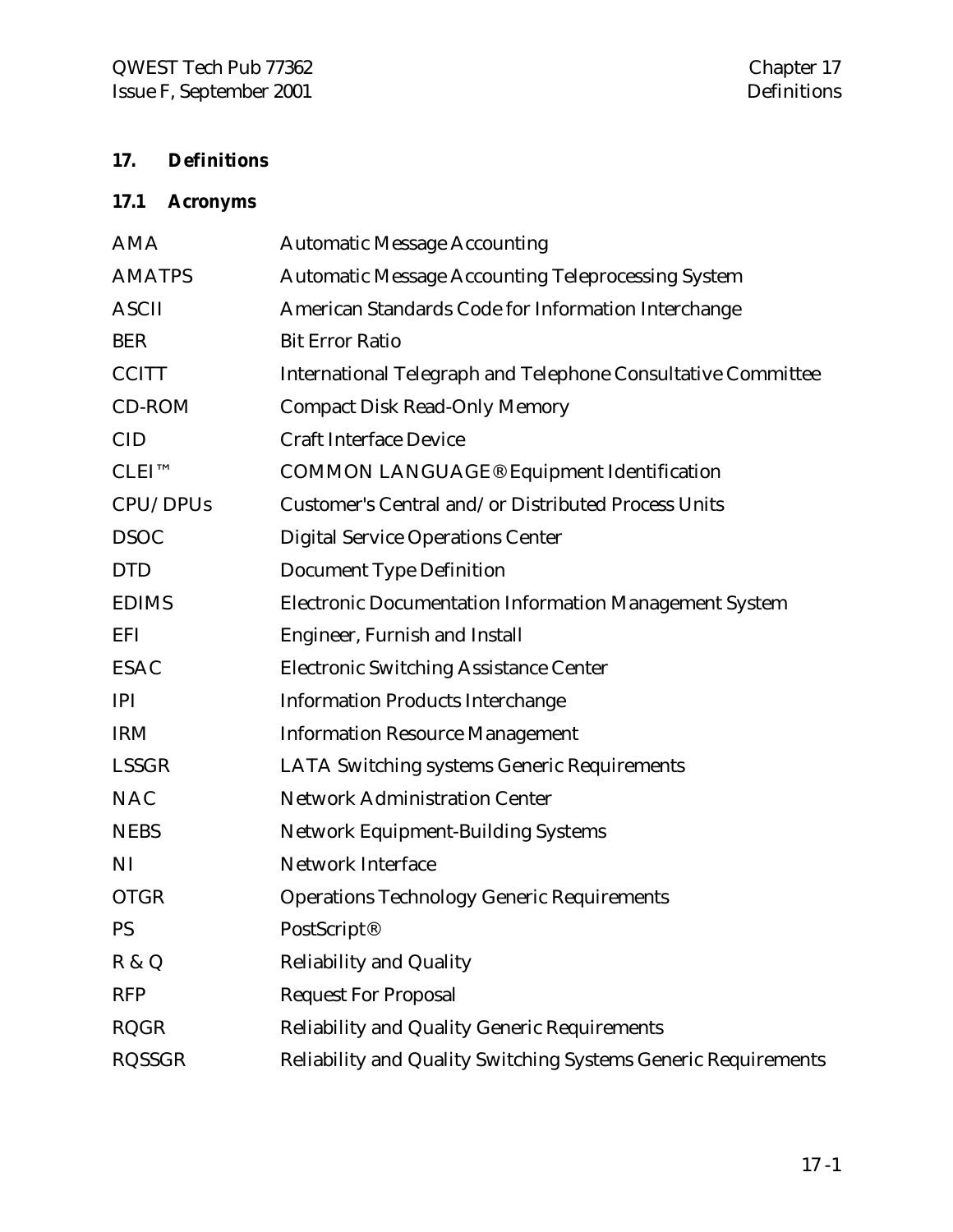## 17. Definitions

### 17.1 Acronyms

| | |
|---|---|
| AMA | Automatic Message Accounting |
| AMATPS | Automatic Message Accounting Teleprocessing System |
| ASCII | American Standards Code for Information Interchange |
| BER | Bit Error Ratio |
| CCITT | International Telegraph and Telephone Consultative Committee |
| CD-ROM | Compact Disk Read-Only Memory |
| CID | Craft Interface Device |
| CLEI™ | COMMON LANGUAGE® Equipment Identification |
| CPU/DPUs | Customer's Central and/or Distributed Process Units |
| DSOC | Digital Service Operations Center |
| DTD | Document Type Definition |
| EDIMS | Electronic Documentation Information Management System |
| EFI | Engineer, Furnish and Install |
| ESAC | Electronic Switching Assistance Center |
| IPI | Information Products Interchange |
| IRM | Information Resource Management |
| LSSGR | LATA Switching systems Generic Requirements |
| NAC | Network Administration Center |
| NEBS | Network Equipment-Building Systems |
| NI | Network Interface |
| OTGR | Operations Technology Generic Requirements |
| PS | PostScript® |
| R & Q | Reliability and Quality |
| RFP | Request For Proposal |
| RQGR | Reliability and Quality Generic Requirements |
| RQSSGR | Reliability and Quality Switching Systems Generic Requirements |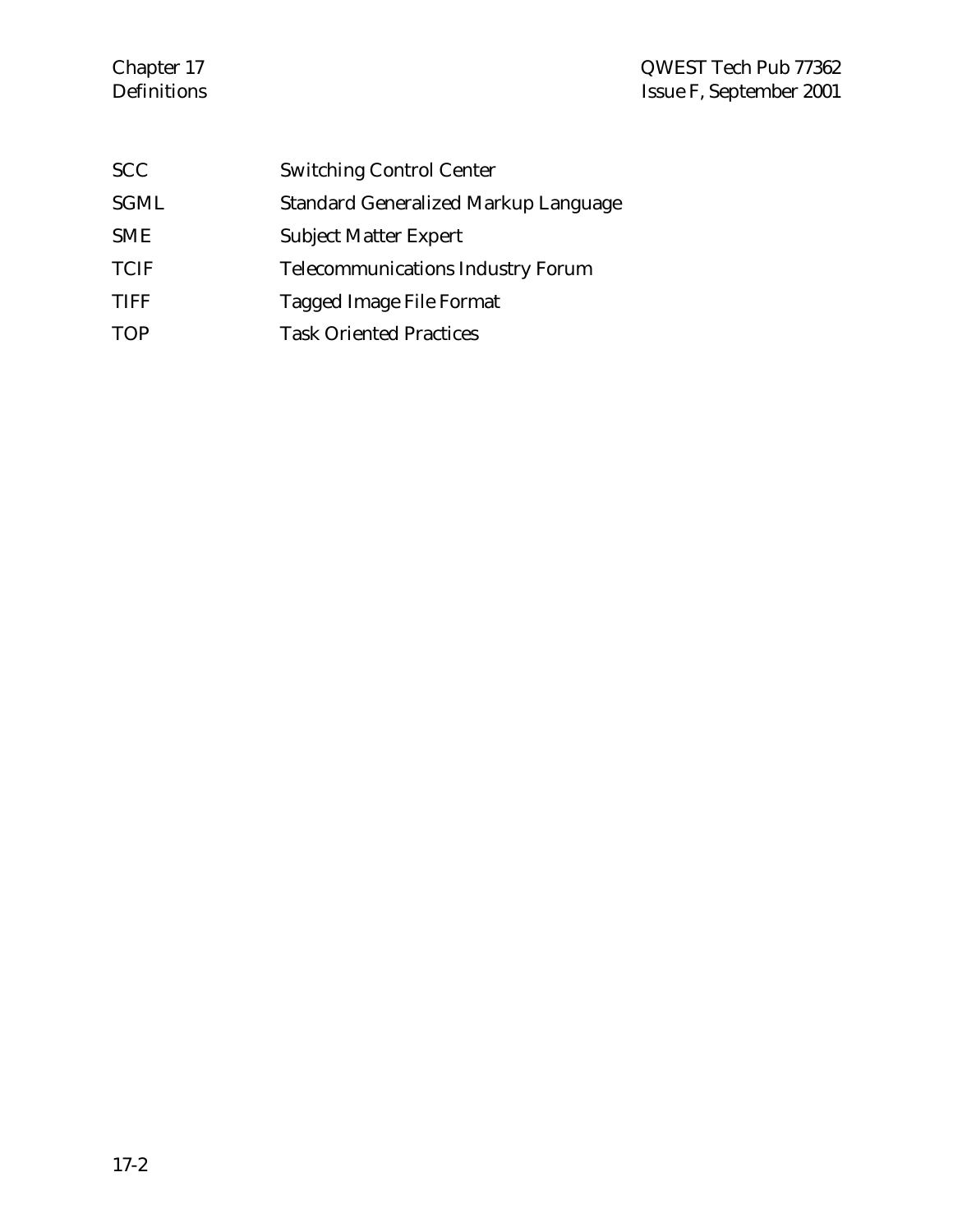| | |
|---|---|
| SCC | Switching Control Center |
| SGML | Standard Generalized Markup Language |
| SME | Subject Matter Expert |
| TCIF | Telecommunications Industry Forum |
| TIFF | Tagged Image File Format |
| TOP | Task Oriented Practices |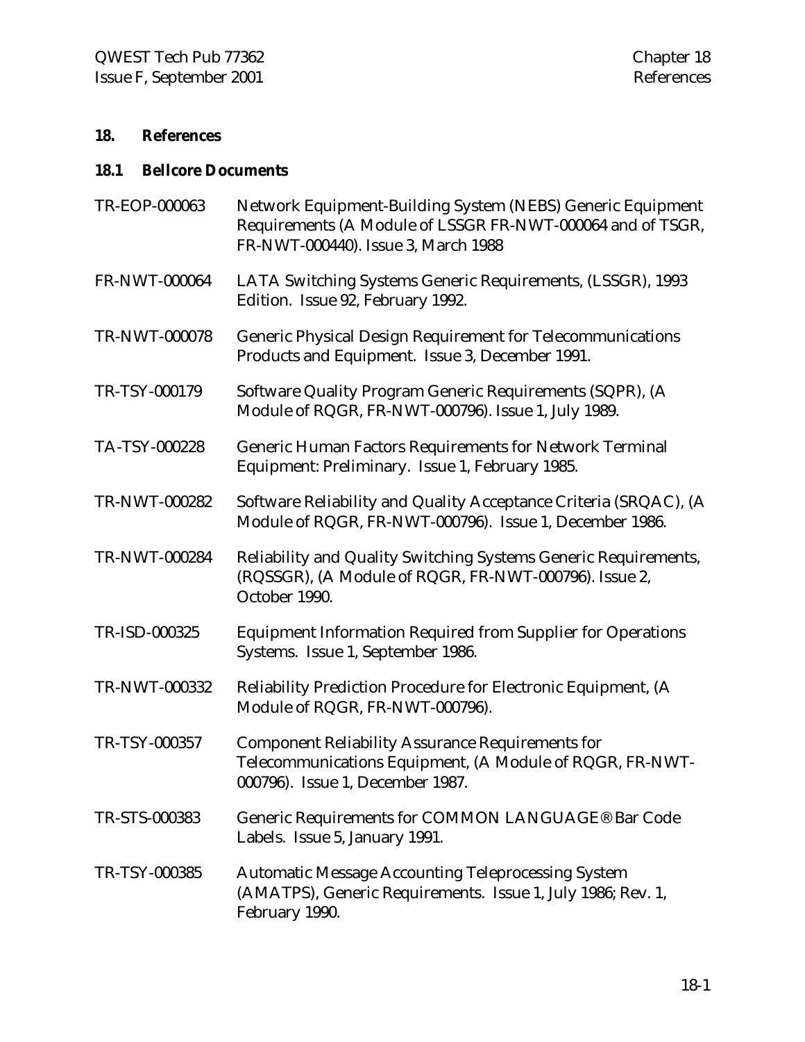# 18. References

## 18.1 Bellcore Documents

| | |
|---|---|
| TR-EOP-000063 | Network Equipment-Building System (NEBS) Generic Equipment Requirements (A Module of LSSGR FR-NWT-000064 and of TSGR, FR-NWT-000440). Issue 3, March 1988 |
| FR-NWT-000064 | LATA Switching Systems Generic Requirements, (LSSGR), 1993 Edition. Issue 92, February 1992. |
| TR-NWT-000078 | Generic Physical Design Requirement for Telecommunications Products and Equipment. Issue 3, December 1991. |
| TR-TSY-000179 | Software Quality Program Generic Requirements (SQPR), (A Module of RQGR, FR-NWT-000796). Issue 1, July 1989. |
| TA-TSY-000228 | Generic Human Factors Requirements for Network Terminal Equipment: Preliminary. Issue 1, February 1985. |
| TR-NWT-000282 | Software Reliability and Quality Acceptance Criteria (SRQAC), (A Module of RQGR, FR-NWT-000796). Issue 1, December 1986. |
| TR-NWT-000284 | Reliability and Quality Switching Systems Generic Requirements, (RQSSGR), (A Module of RQGR, FR-NWT-000796). Issue 2, October 1990. |
| TR-ISD-000325 | Equipment Information Required from Supplier for Operations Systems. Issue 1, September 1986. |
| TR-NWT-000332 | Reliability Prediction Procedure for Electronic Equipment, (A Module of RQGR, FR-NWT-000796). |
| TR-TSY-000357 | Component Reliability Assurance Requirements for Telecommunications Equipment, (A Module of RQGR, FR-NWT-000796). Issue 1, December 1987. |
| TR-STS-000383 | Generic Requirements for COMMON LANGUAGE® Bar Code Labels. Issue 5, January 1991. |
| TR-TSY-000385 | Automatic Message Accounting Teleprocessing System (AMATPS), Generic Requirements. Issue 1, July 1986; Rev. 1, February 1990. |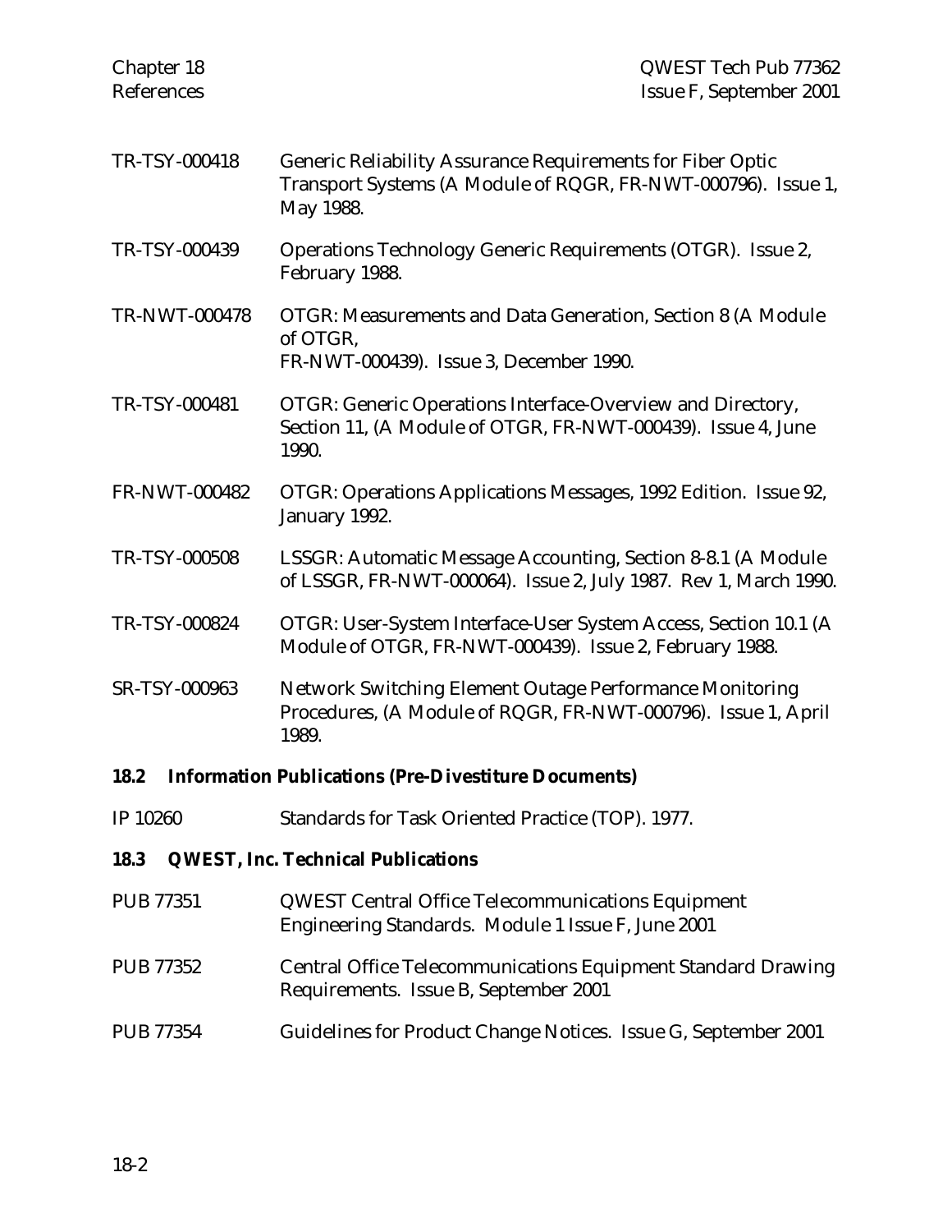| | |
|---|---|
| TR-TSY-000418 | Generic Reliability Assurance Requirements for Fiber Optic Transport Systems (A Module of RQGR, FR-NWT-000796). Issue 1, May 1988. |
| TR-TSY-000439 | Operations Technology Generic Requirements (OTGR). Issue 2, February 1988. |
| TR-NWT-000478 | OTGR: Measurements and Data Generation, Section 8 (A Module of OTGR, FR-NWT-000439). Issue 3, December 1990. |
| TR-TSY-000481 | OTGR: Generic Operations Interface-Overview and Directory, Section 11, (A Module of OTGR, FR-NWT-000439). Issue 4, June 1990. |
| FR-NWT-000482 | OTGR: Operations Applications Messages, 1992 Edition. Issue 92, January 1992. |
| TR-TSY-000508 | LSSGR: Automatic Message Accounting, Section 8-8.1 (A Module of LSSGR, FR-NWT-000064). Issue 2, July 1987. Rev 1, March 1990. |
| TR-TSY-000824 | OTGR: User-System Interface-User System Access, Section 10.1 (A Module of OTGR, FR-NWT-000439). Issue 2, February 1988. |
| SR-TSY-000963 | Network Switching Element Outage Performance Monitoring Procedures, (A Module of RQGR, FR-NWT-000796). Issue 1, April 1989. |

## 18.2 Information Publications (Pre-Divestiture Documents)

| | |
|---|---|
| IP 10260 | Standards for Task Oriented Practice (TOP). 1977. |

## 18.3 QWEST, Inc. Technical Publications

| | |
|---|---|
| PUB 77351 | QWEST Central Office Telecommunications Equipment Engineering Standards. Module 1 Issue F, June 2001 |
| PUB 77352 | Central Office Telecommunications Equipment Standard Drawing Requirements. Issue B, September 2001 |
| PUB 77354 | Guidelines for Product Change Notices. Issue G, September 2001 |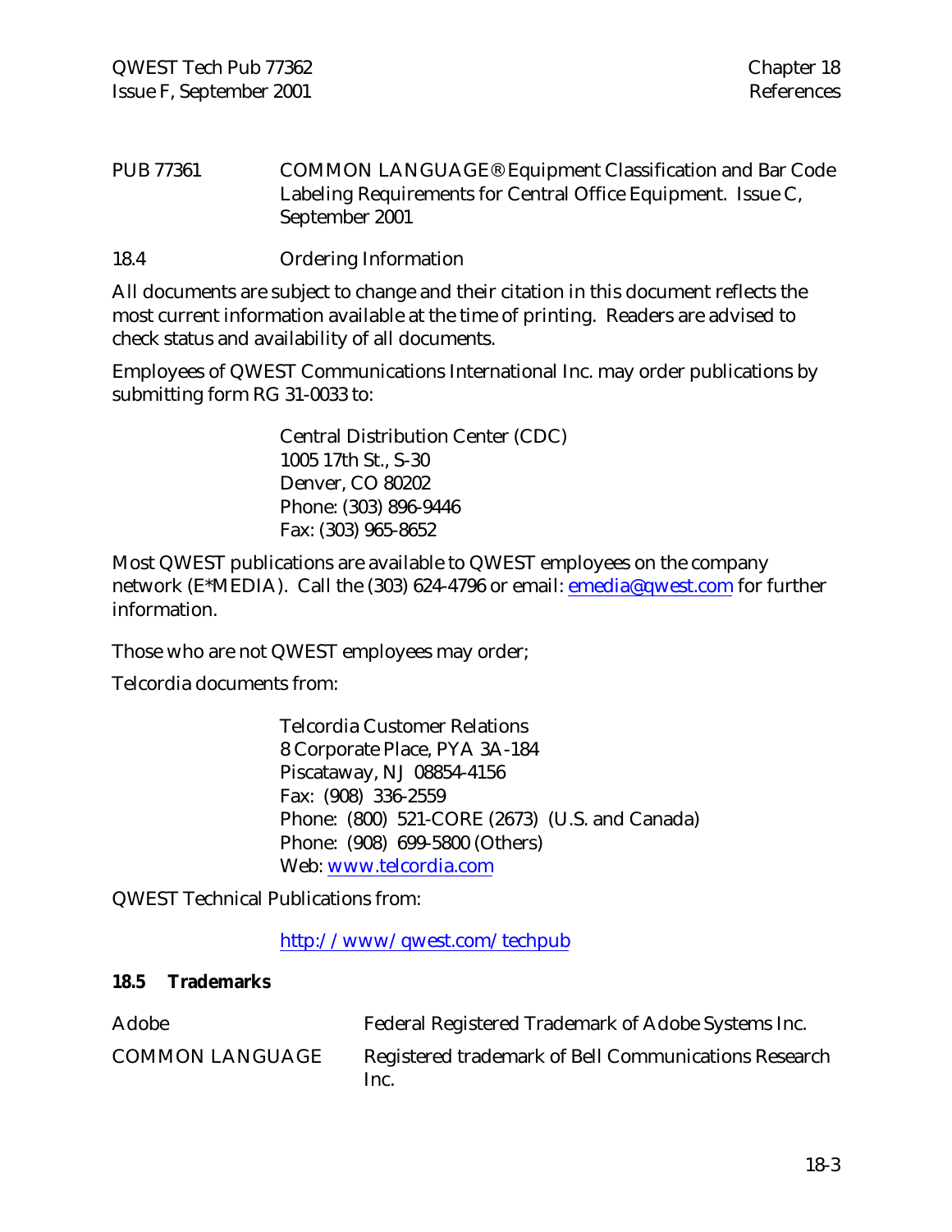PUB 77361 COMMON LANGUAGE® Equipment Classification and Bar Code Labeling Requirements for Central Office Equipment. Issue C, September 2001

## 18.4 Ordering Information

All documents are subject to change and their citation in this document reflects the most current information available at the time of printing. Readers are advised to check status and availability of all documents.

Employees of QWEST Communications International Inc. may order publications by submitting form RG 31-0033 to:

Central Distribution Center (CDC)
1005 17th St., S-30
Denver, CO 80202
Phone: (303) 896-9446
Fax: (303) 965-8652

Most QWEST publications are available to QWEST employees on the company network (E*MEDIA). Call the (303) 624-4796 or email: emedia@qwest.com for further information.

Those who are not QWEST employees may order;

Telcordia documents from:

Telcordia Customer Relations
8 Corporate Place, PYA 3A-184
Piscataway, NJ 08854-4156
Fax: (908) 336-2559
Phone: (800) 521-CORE (2673) (U.S. and Canada)
Phone: (908) 699-5800 (Others)
Web: www.telcordia.com

QWEST Technical Publications from:

http://www/qwest.com/techpub

## 18.5 Trademarks

| | |
|---|---|
| Adobe | Federal Registered Trademark of Adobe Systems Inc. |
| COMMON LANGUAGE | Registered trademark of Bell Communications Research Inc. |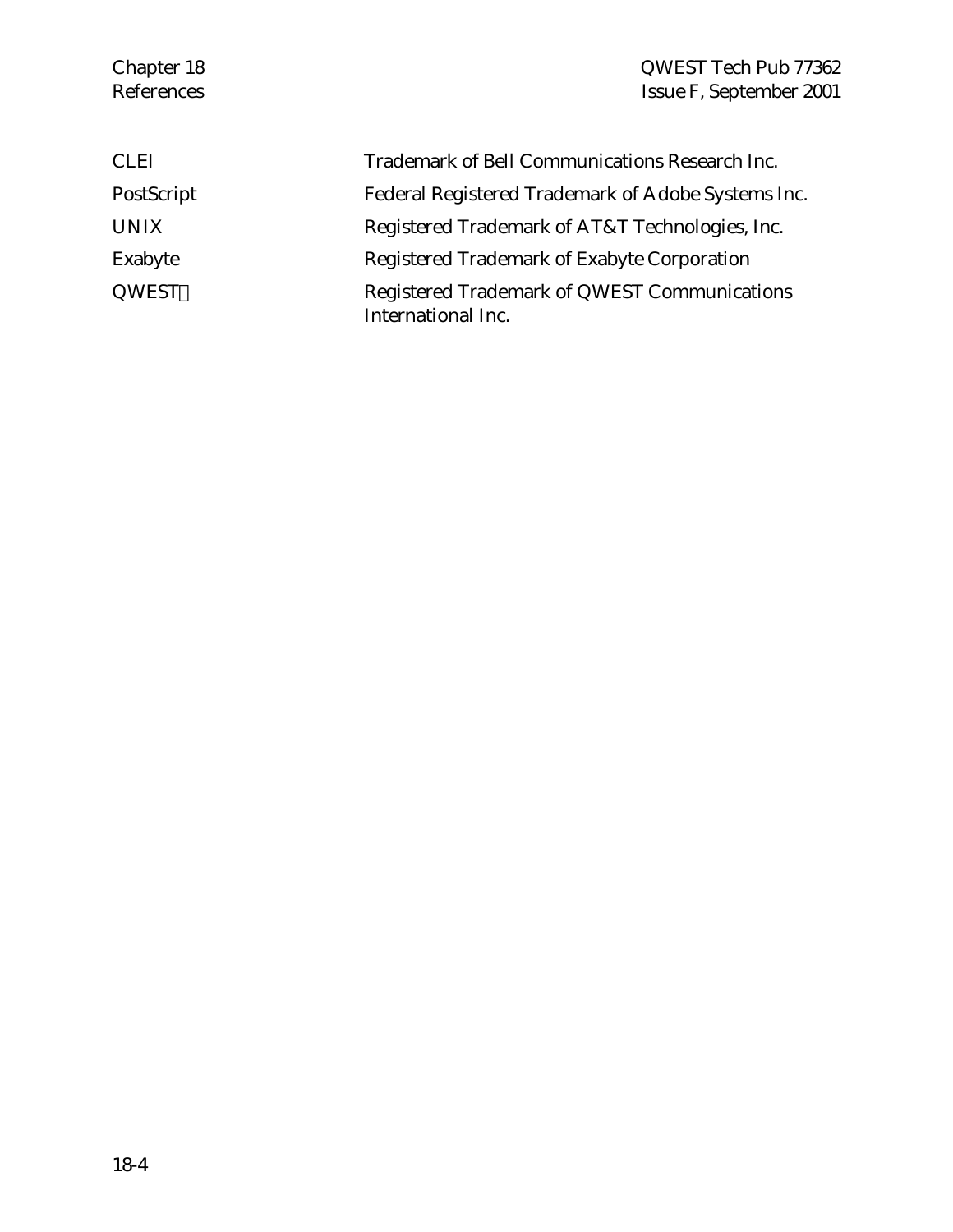| | |
|---|---|
| CLEI | Trademark of Bell Communications Research Inc. |
| PostScript | Federal Registered Trademark of Adobe Systems Inc. |
| UNIX | Registered Trademark of AT&T Technologies, Inc. |
| Exabyte | Registered Trademark of Exabyte Corporation |
| QWEST | Registered Trademark of QWEST Communications International Inc. |